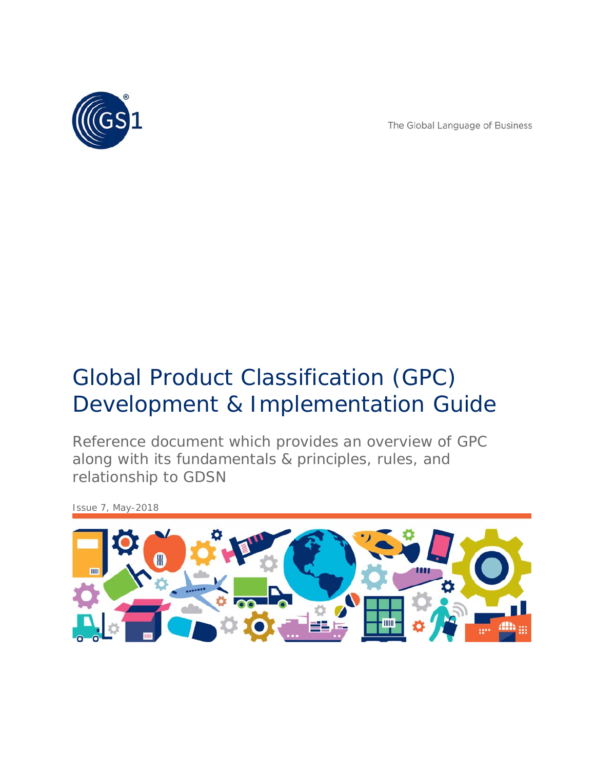The Global Language of Business

# Global Product Classification (GPC) Development & Implementation Guide

Reference document which provides an overview of GPC along with its fundamentals & principles, rules, and relationship to GDSN

Issue 7, May-2018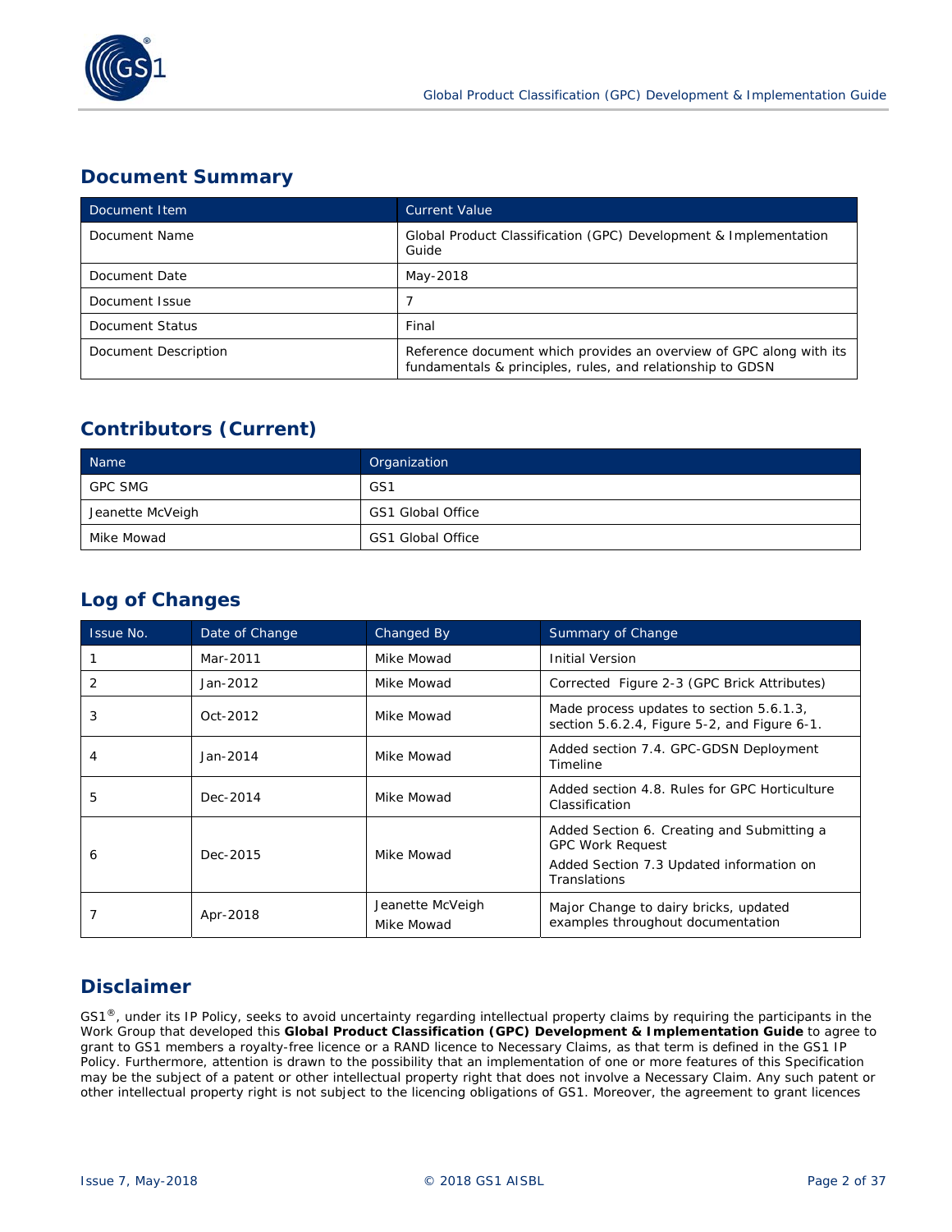## Document Summary

| Document Item | Current Value |
| --- | --- |
| Document Name | Global Product Classification (GPC) Development & Implementation Guide |
| Document Date | May-2018 |
| Document Issue | 7 |
| Document Status | Final |
| Document Description | Reference document which provides an overview of GPC along with its fundamentals & principles, rules, and relationship to GDSN |

## Contributors (Current)

| Name | Organization |
| --- | --- |
| GPC SMG | GS1 |
| Jeanette McVeigh | GS1 Global Office |
| Mike Mowad | GS1 Global Office |

## Log of Changes

| Issue No. | Date of Change | Changed By | Summary of Change |
| --- | --- | --- | --- |
| 1 | Mar-2011 | Mike Mowad | Initial Version |
| 2 | Jan-2012 | Mike Mowad | Corrected Figure 2-3 (GPC Brick Attributes) |
| 3 | Oct-2012 | Mike Mowad | Made process updates to section 5.6.1.3, section 5.6.2.4, Figure 5-2, and Figure 6-1. |
| 4 | Jan-2014 | Mike Mowad | Added section 7.4. GPC-GDSN Deployment Timeline |
| 5 | Dec-2014 | Mike Mowad | Added section 4.8. Rules for GPC Horticulture Classification |
| 6 | Dec-2015 | Mike Mowad | Added Section 6. Creating and Submitting a GPC Work Request<br>Added Section 7.3 Updated information on Translations |
| 7 | Apr-2018 | Jeanette McVeigh<br>Mike Mowad | Major Change to dairy bricks, updated examples throughout documentation |

## Disclaimer

GS1®, under its IP Policy, seeks to avoid uncertainty regarding intellectual property claims by requiring the participants in the Work Group that developed this **Global Product Classification (GPC) Development & Implementation Guide** to agree to grant to GS1 members a royalty-free licence or a RAND licence to Necessary Claims, as that term is defined in the GS1 IP Policy. Furthermore, attention is drawn to the possibility that an implementation of one or more features of this Specification may be the subject of a patent or other intellectual property right that does not involve a Necessary Claim. Any such patent or other intellectual property right is not subject to the licencing obligations of GS1. Moreover, the agreement to grant licences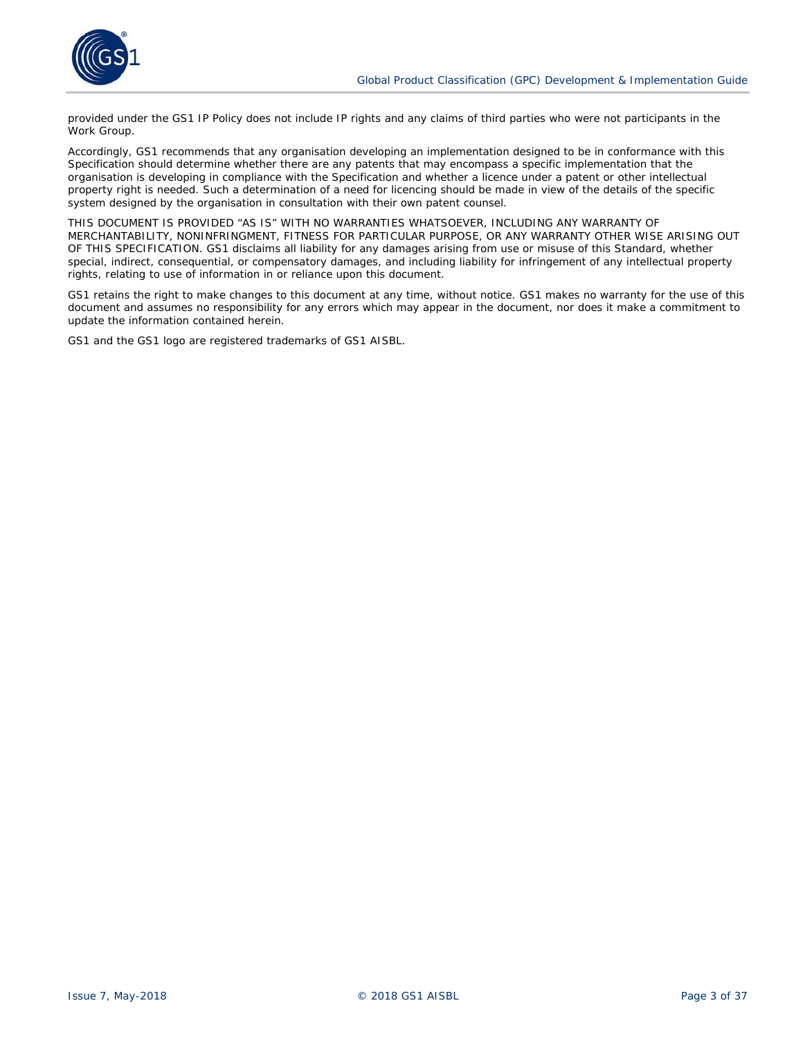provided under the GS1 IP Policy does not include IP rights and any claims of third parties who were not participants in the Work Group.

Accordingly, GS1 recommends that any organisation developing an implementation designed to be in conformance with this Specification should determine whether there are any patents that may encompass a specific implementation that the organisation is developing in compliance with the Specification and whether a licence under a patent or other intellectual property right is needed. Such a determination of a need for licencing should be made in view of the details of the specific system designed by the organisation in consultation with their own patent counsel.

THIS DOCUMENT IS PROVIDED "AS IS" WITH NO WARRANTIES WHATSOEVER, INCLUDING ANY WARRANTY OF MERCHANTABILITY, NONINFRINGMENT, FITNESS FOR PARTICULAR PURPOSE, OR ANY WARRANTY OTHER WISE ARISING OUT OF THIS SPECIFICATION. GS1 disclaims all liability for any damages arising from use or misuse of this Standard, whether special, indirect, consequential, or compensatory damages, and including liability for infringement of any intellectual property rights, relating to use of information in or reliance upon this document.

GS1 retains the right to make changes to this document at any time, without notice. GS1 makes no warranty for the use of this document and assumes no responsibility for any errors which may appear in the document, nor does it make a commitment to update the information contained herein.

GS1 and the GS1 logo are registered trademarks of GS1 AISBL.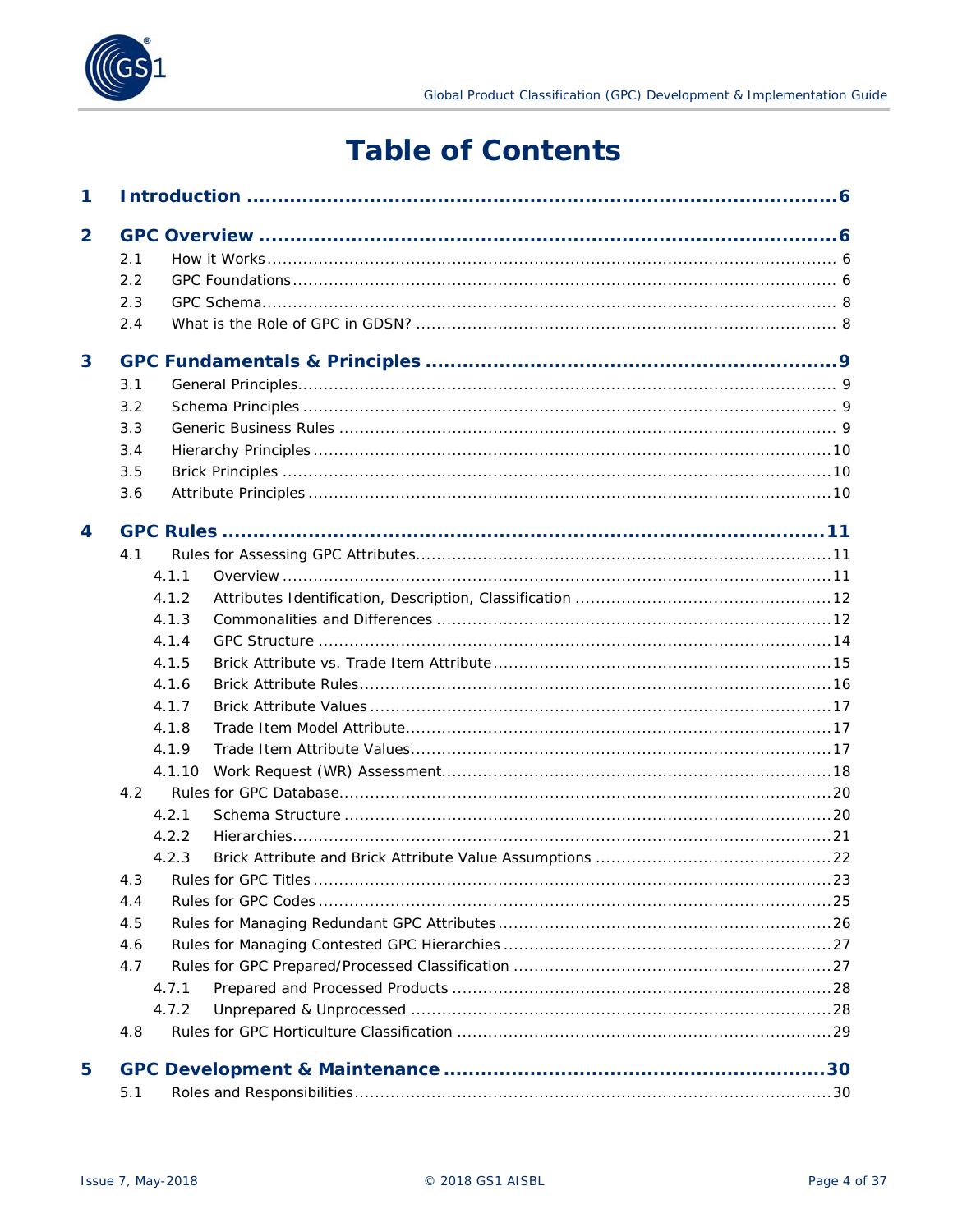# Table of Contents

**1 Introduction ..... 6**

**2 GPC Overview ..... 6**

- 2.1 How it Works ..... 6
- 2.2 GPC Foundations ..... 6
- 2.3 GPC Schema ..... 8
- 2.4 What is the Role of GPC in GDSN? ..... 8

**3 GPC Fundamentals & Principles ..... 9**

- 3.1 General Principles ..... 9
- 3.2 Schema Principles ..... 9
- 3.3 Generic Business Rules ..... 9
- 3.4 Hierarchy Principles ..... 10
- 3.5 Brick Principles ..... 10
- 3.6 Attribute Principles ..... 10

**4 GPC Rules ..... 11**

- 4.1 Rules for Assessing GPC Attributes ..... 11
  - 4.1.1 Overview ..... 11
  - 4.1.2 Attributes Identification, Description, Classification ..... 12
  - 4.1.3 Commonalities and Differences ..... 12
  - 4.1.4 GPC Structure ..... 14
  - 4.1.5 Brick Attribute vs. Trade Item Attribute ..... 15
  - 4.1.6 Brick Attribute Rules ..... 16
  - 4.1.7 Brick Attribute Values ..... 17
  - 4.1.8 Trade Item Model Attribute ..... 17
  - 4.1.9 Trade Item Attribute Values ..... 17
  - 4.1.10 Work Request (WR) Assessment ..... 18
- 4.2 Rules for GPC Database ..... 20
  - 4.2.1 Schema Structure ..... 20
  - 4.2.2 Hierarchies ..... 21
  - 4.2.3 Brick Attribute and Brick Attribute Value Assumptions ..... 22
- 4.3 Rules for GPC Titles ..... 23
- 4.4 Rules for GPC Codes ..... 25
- 4.5 Rules for Managing Redundant GPC Attributes ..... 26
- 4.6 Rules for Managing Contested GPC Hierarchies ..... 27
- 4.7 Rules for GPC Prepared/Processed Classification ..... 27
  - 4.7.1 Prepared and Processed Products ..... 28
  - 4.7.2 Unprepared & Unprocessed ..... 28
- 4.8 Rules for GPC Horticulture Classification ..... 29

**5 GPC Development & Maintenance ..... 30**

- 5.1 Roles and Responsibilities ..... 30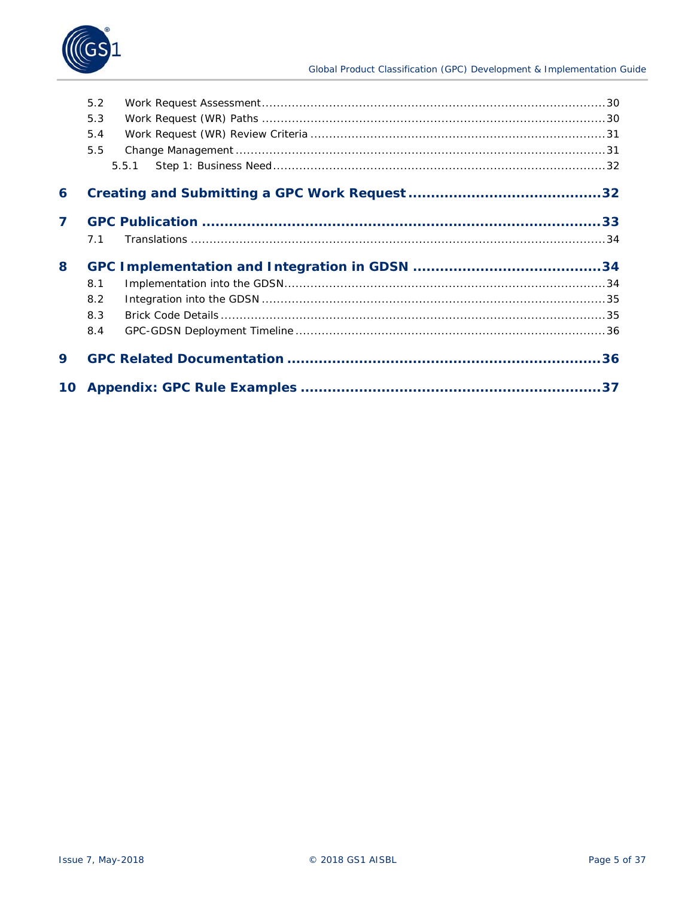5.2 Work Request Assessment ........................................................................................ 30

5.3 Work Request (WR) Paths ......................................................................................... 30

5.4 Work Request (WR) Review Criteria ........................................................................... 31

5.5 Change Management ................................................................................................ 31

5.5.1 Step 1: Business Need ........................................................................................ 32

**6 Creating and Submitting a GPC Work Request ........................................ 32**

**7 GPC Publication ...................................................................................... 33**

7.1 Translations ............................................................................................................ 34

**8 GPC Implementation and Integration in GDSN ........................................ 34**

8.1 Implementation into the GDSN ................................................................................... 34

8.2 Integration into the GDSN ......................................................................................... 35

8.3 Brick Code Details .................................................................................................... 35

8.4 GPC-GDSN Deployment Timeline ................................................................................ 36

**9 GPC Related Documentation .................................................................. 36**

**10 Appendix: GPC Rule Examples ............................................................... 37**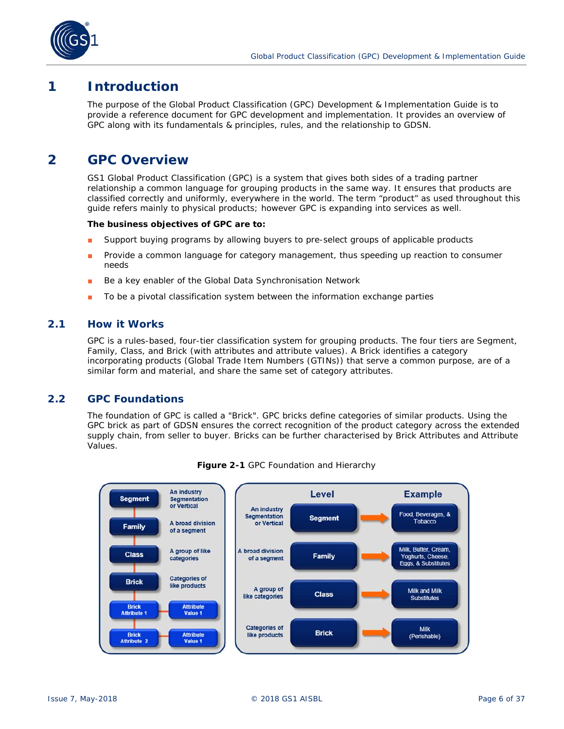# 1 Introduction

The purpose of the Global Product Classification (GPC) Development & Implementation Guide is to provide a reference document for GPC development and implementation. It provides an overview of GPC along with its fundamentals & principles, rules, and the relationship to GDSN.

# 2 GPC Overview

GS1 Global Product Classification (GPC) is a system that gives both sides of a trading partner relationship a common language for grouping products in the same way. It ensures that products are classified correctly and uniformly, everywhere in the world. The term "product" as used throughout this guide refers mainly to physical products; however GPC is expanding into services as well.

**The business objectives of GPC are to:**

- Support buying programs by allowing buyers to pre-select groups of applicable products
- Provide a common language for category management, thus speeding up reaction to consumer needs
- Be a key enabler of the Global Data Synchronisation Network
- To be a pivotal classification system between the information exchange parties

## 2.1 How it Works

GPC is a rules-based, four-tier classification system for grouping products. The four tiers are Segment, Family, Class, and Brick (with attributes and attribute values). A Brick identifies a category incorporating products (Global Trade Item Numbers (GTINs)) that serve a common purpose, are of a similar form and material, and share the same set of category attributes.

## 2.2 GPC Foundations

The foundation of GPC is called a "Brick". GPC bricks define categories of similar products. Using the GPC brick as part of GDSN ensures the correct recognition of the product category across the extended supply chain, from seller to buyer. Bricks can be further characterised by Brick Attributes and Attribute Values.

**Figure 2-1** GPC Foundation and Hierarchy

| Description | Level | Example |
|---|---|---|
| An industry Segmentation or Vertical | Segment | Food, Beverages, & Tobacco |
| A broad division of a segment | Family | Milk, Butter, Cream, Yoghurts, Cheese, Eggs, & Substitutes |
| A group of like categories | Class | Milk and Milk Substitutes |
| Categories of like products | Brick | Milk (Perishable) |

| Brick Attribute | Attribute Value |
|---|---|
| Brick Attribute 1 | Attribute Value 1 |
| Brick Attribute 2 | Attribute Value 1 |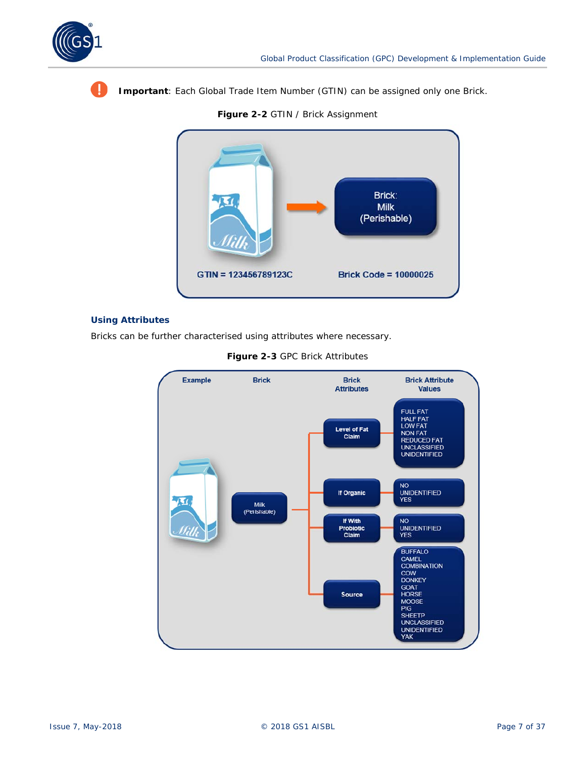**Important**: Each Global Trade Item Number (GTIN) can be assigned only one Brick.

**Figure 2-2** GTIN / Brick Assignment

Brick: Milk (Perishable)

GTIN = 123456789123C

Brick Code = 10000025

### Using Attributes

Bricks can be further characterised using attributes where necessary.

**Figure 2-3** GPC Brick Attributes

| Example | Brick | Brick Attributes | Brick Attribute Values |
|---|---|---|---|
| Milk | Milk (Perishable) | Level of Fat Claim | FULL FAT, HALF FAT, LOW FAT, NON FAT, REDUCED FAT, UNCLASSIFIED, UNIDENTIFIED |
| | | If Organic | NO, UNIDENTIFIED, YES |
| | | If With Probiotic Claim | NO, UNIDENTIFIED, YES |
| | | Source | BUFFALO, CAMEL, COMBINATION, COW, DONKEY, GOAT, HORSE, MOOSE, PIG, SHEETP, UNCLASSIFIED, UNIDENTIFIED, YAK |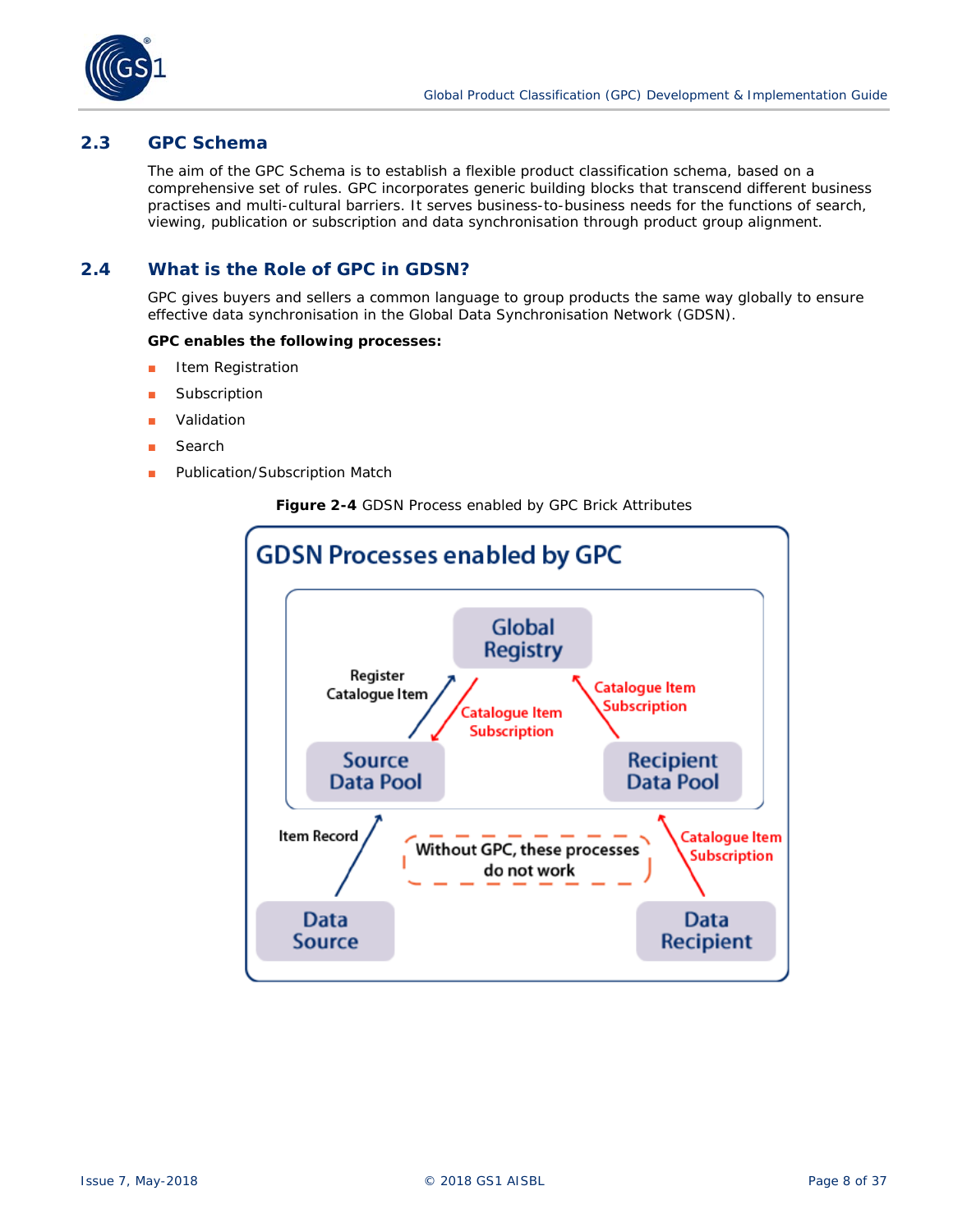## 2.3 GPC Schema

The aim of the GPC Schema is to establish a flexible product classification schema, based on a comprehensive set of rules. GPC incorporates generic building blocks that transcend different business practises and multi-cultural barriers. It serves business-to-business needs for the functions of search, viewing, publication or subscription and data synchronisation through product group alignment.

## 2.4 What is the Role of GPC in GDSN?

GPC gives buyers and sellers a common language to group products the same way globally to ensure effective data synchronisation in the Global Data Synchronisation Network (GDSN).

**GPC enables the following processes:**

- Item Registration
- Subscription
- Validation
- Search
- Publication/Subscription Match

**Figure 2-4** GDSN Process enabled by GPC Brick Attributes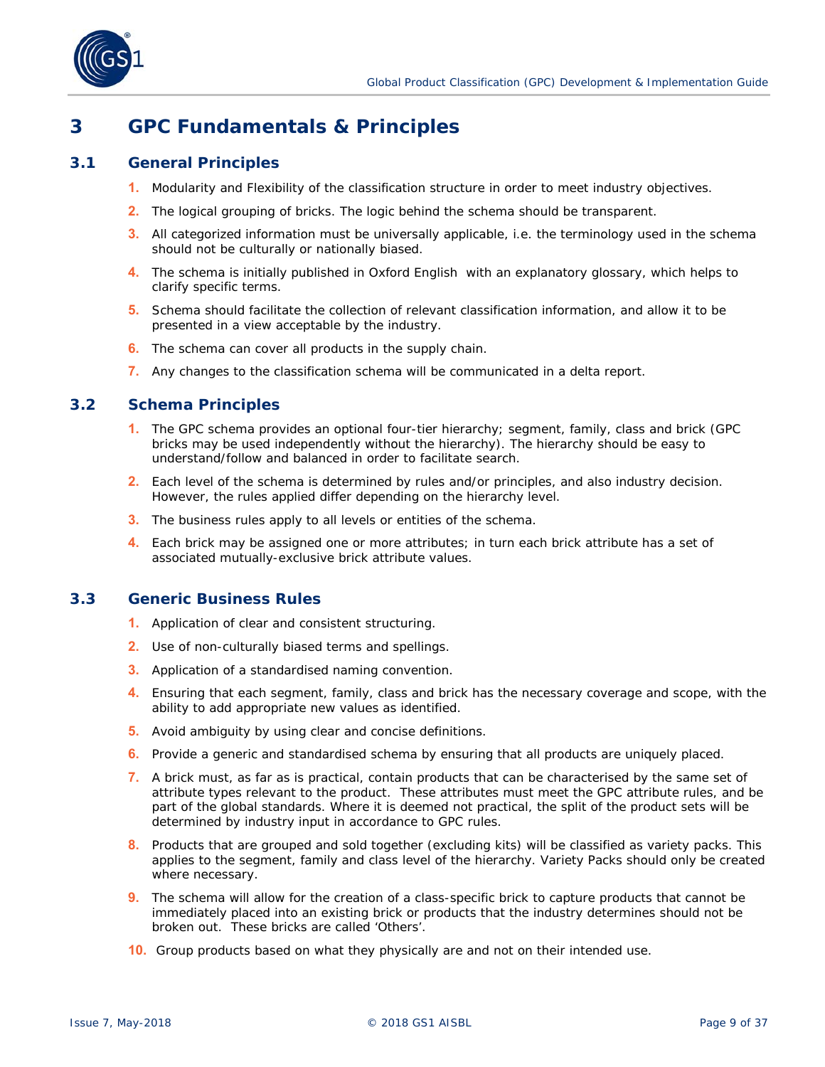# 3 GPC Fundamentals & Principles

## 3.1 General Principles

1. Modularity and Flexibility of the classification structure in order to meet industry objectives.
2. The logical grouping of bricks. The logic behind the schema should be transparent.
3. All categorized information must be universally applicable, i.e. the terminology used in the schema should not be culturally or nationally biased.
4. The schema is initially published in Oxford English with an explanatory glossary, which helps to clarify specific terms.
5. Schema should facilitate the collection of relevant classification information, and allow it to be presented in a view acceptable by the industry.
6. The schema can cover all products in the supply chain.
7. Any changes to the classification schema will be communicated in a delta report.

## 3.2 Schema Principles

1. The GPC schema provides an optional four-tier hierarchy; segment, family, class and brick (GPC bricks may be used independently without the hierarchy). The hierarchy should be easy to understand/follow and balanced in order to facilitate search.
2. Each level of the schema is determined by rules and/or principles, and also industry decision. However, the rules applied differ depending on the hierarchy level.
3. The business rules apply to all levels or entities of the schema.
4. Each brick may be assigned one or more attributes; in turn each brick attribute has a set of associated mutually-exclusive brick attribute values.

## 3.3 Generic Business Rules

1. Application of clear and consistent structuring.
2. Use of non-culturally biased terms and spellings.
3. Application of a standardised naming convention.
4. Ensuring that each segment, family, class and brick has the necessary coverage and scope, with the ability to add appropriate new values as identified.
5. Avoid ambiguity by using clear and concise definitions.
6. Provide a generic and standardised schema by ensuring that all products are uniquely placed.
7. A brick must, as far as is practical, contain products that can be characterised by the same set of attribute types relevant to the product. These attributes must meet the GPC attribute rules, and be part of the global standards. Where it is deemed not practical, the split of the product sets will be determined by industry input in accordance to GPC rules.
8. Products that are grouped and sold together (excluding kits) will be classified as variety packs. This applies to the segment, family and class level of the hierarchy. Variety Packs should only be created where necessary.
9. The schema will allow for the creation of a class-specific brick to capture products that cannot be immediately placed into an existing brick or products that the industry determines should not be broken out. These bricks are called 'Others'.
10. Group products based on what they physically are and not on their intended use.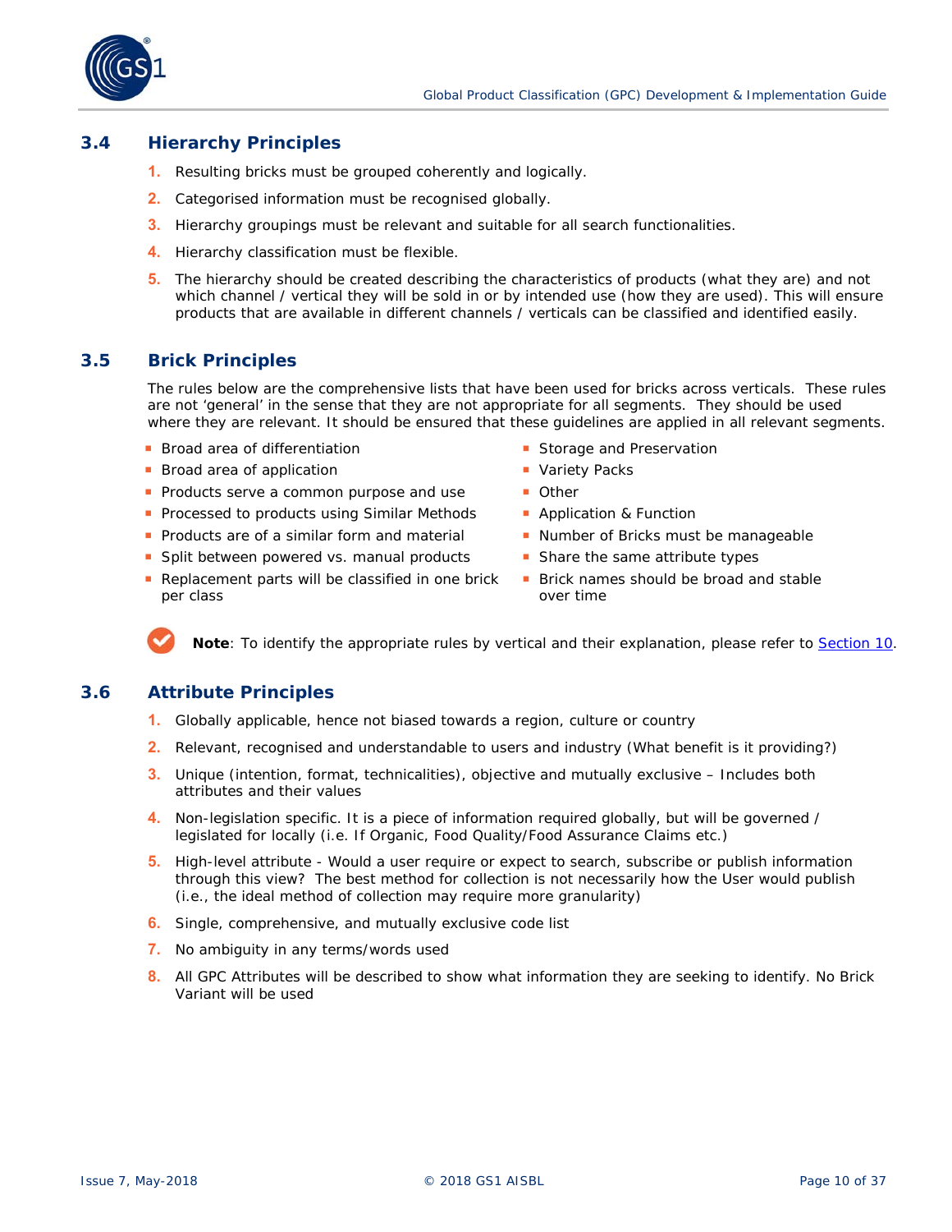## 3.4 Hierarchy Principles

1. Resulting bricks must be grouped coherently and logically.
2. Categorised information must be recognised globally.
3. Hierarchy groupings must be relevant and suitable for all search functionalities.
4. Hierarchy classification must be flexible.
5. The hierarchy should be created describing the characteristics of products (what they are) and not which channel / vertical they will be sold in or by intended use (how they are used). This will ensure products that are available in different channels / verticals can be classified and identified easily.

## 3.5 Brick Principles

The rules below are the comprehensive lists that have been used for bricks across verticals. These rules are not 'general' in the sense that they are not appropriate for all segments. They should be used where they are relevant. It should be ensured that these guidelines are applied in all relevant segments.

- Broad area of differentiation
- Broad area of application
- Products serve a common purpose and use
- Processed to products using Similar Methods
- Products are of a similar form and material
- Split between powered vs. manual products
- Replacement parts will be classified in one brick per class
- Storage and Preservation
- Variety Packs
- Other
- Application & Function
- Number of Bricks must be manageable
- Share the same attribute types
- Brick names should be broad and stable over time

**Note**: To identify the appropriate rules by vertical and their explanation, please refer to Section 10.

## 3.6 Attribute Principles

1. Globally applicable, hence not biased towards a region, culture or country
2. Relevant, recognised and understandable to users and industry (What benefit is it providing?)
3. Unique (intention, format, technicalities), objective and mutually exclusive – Includes both attributes and their values
4. Non-legislation specific. It is a piece of information required globally, but will be governed / legislated for locally (i.e. If Organic, Food Quality/Food Assurance Claims etc.)
5. High-level attribute - Would a user require or expect to search, subscribe or publish information through this view? The best method for collection is not necessarily how the User would publish (i.e., the ideal method of collection may require more granularity)
6. Single, comprehensive, and mutually exclusive code list
7. No ambiguity in any terms/words used
8. All GPC Attributes will be described to show what information they are seeking to identify. No Brick Variant will be used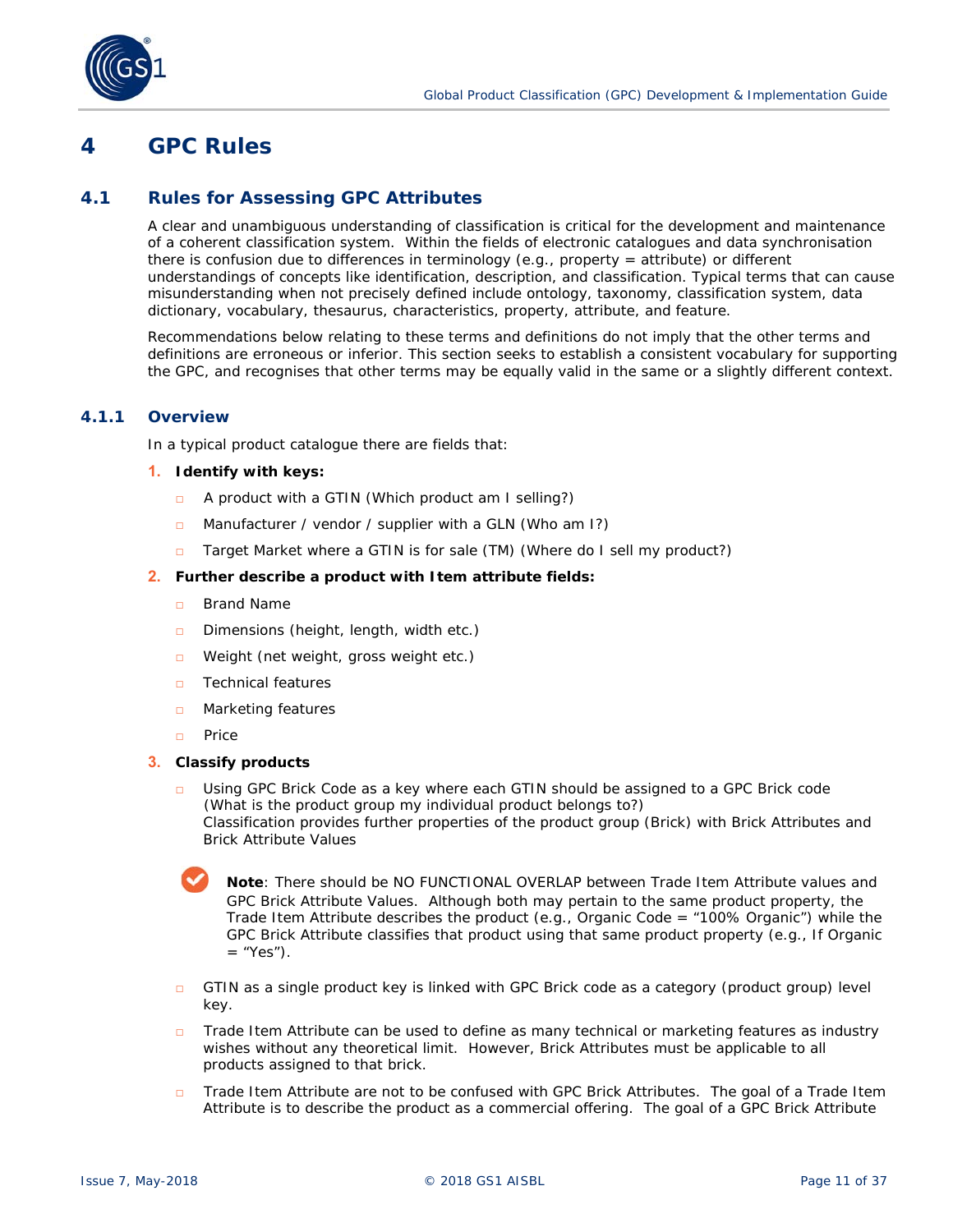# 4 GPC Rules

## 4.1 Rules for Assessing GPC Attributes

A clear and unambiguous understanding of classification is critical for the development and maintenance of a coherent classification system. Within the fields of electronic catalogues and data synchronisation there is confusion due to differences in terminology (e.g., property = attribute) or different understandings of concepts like identification, description, and classification. Typical terms that can cause misunderstanding when not precisely defined include ontology, taxonomy, classification system, data dictionary, vocabulary, thesaurus, characteristics, property, attribute, and feature.

Recommendations below relating to these terms and definitions do not imply that the other terms and definitions are erroneous or inferior. This section seeks to establish a consistent vocabulary for supporting the GPC, and recognises that other terms may be equally valid in the same or a slightly different context.

### 4.1.1 Overview

In a typical product catalogue there are fields that:

1. **Identify with keys:**
   - A product with a GTIN (Which product am I selling?)
   - Manufacturer / vendor / supplier with a GLN (Who am I?)
   - Target Market where a GTIN is for sale (TM) (Where do I sell my product?)
2. **Further describe a product with Item attribute fields:**
   - Brand Name
   - Dimensions (height, length, width etc.)
   - Weight (net weight, gross weight etc.)
   - Technical features
   - Marketing features
   - Price
3. **Classify products**
   - Using GPC Brick Code as a key where each GTIN should be assigned to a GPC Brick code (What is the product group my individual product belongs to?)
     Classification provides further properties of the product group (Brick) with Brick Attributes and Brick Attribute Values

   **Note**: There should be NO FUNCTIONAL OVERLAP between Trade Item Attribute values and GPC Brick Attribute Values. Although both may pertain to the same product property, the Trade Item Attribute describes the product (e.g., Organic Code = "100% Organic") while the GPC Brick Attribute classifies that product using that same product property (e.g., If Organic = "Yes").

   - GTIN as a single product key is linked with GPC Brick code as a category (product group) level key.
   - Trade Item Attribute can be used to define as many technical or marketing features as industry wishes without any theoretical limit. However, Brick Attributes must be applicable to all products assigned to that brick.
   - Trade Item Attribute are not to be confused with GPC Brick Attributes. The goal of a Trade Item Attribute is to describe the product as a commercial offering. The goal of a GPC Brick Attribute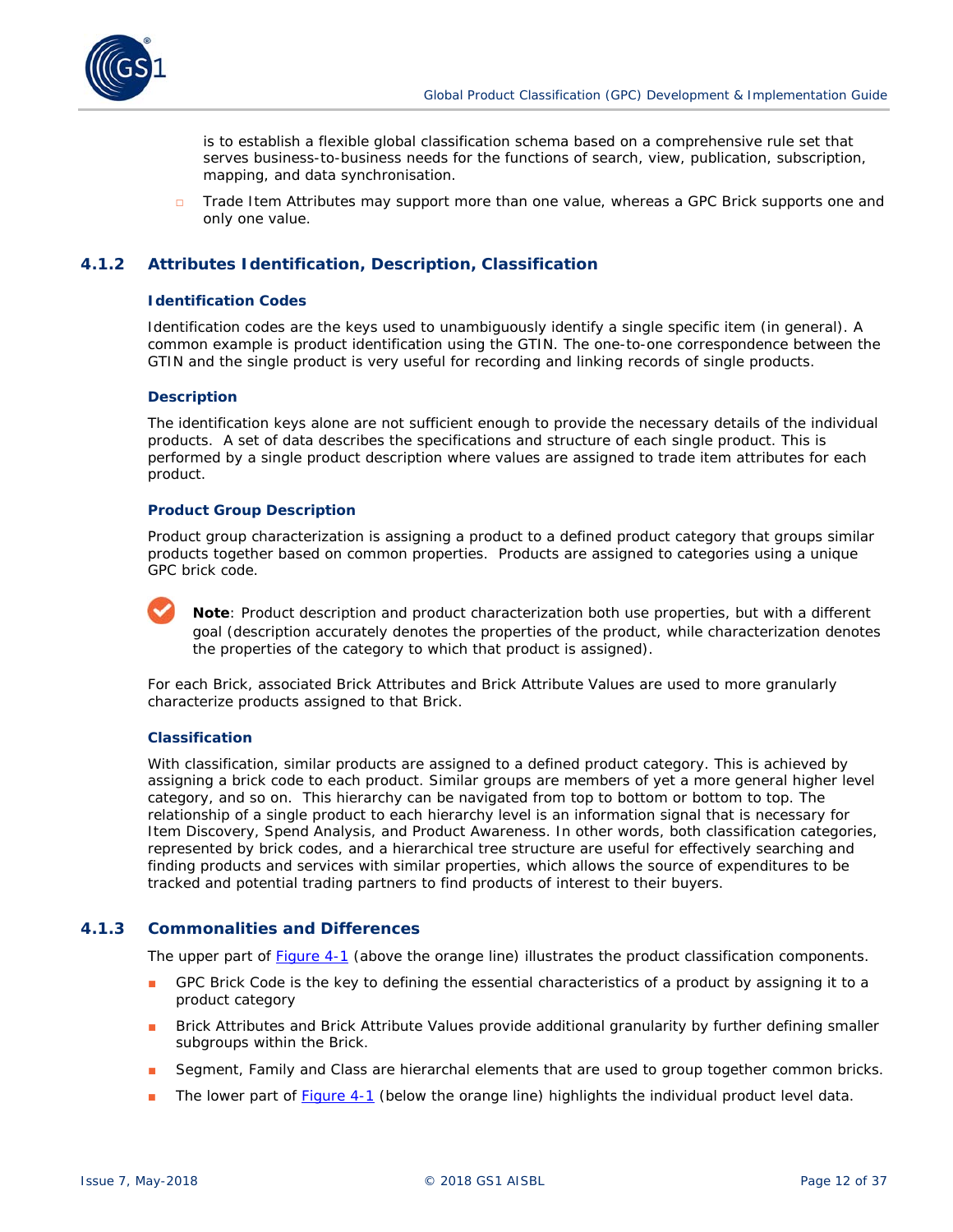is to establish a flexible global classification schema based on a comprehensive rule set that serves business-to-business needs for the functions of search, view, publication, subscription, mapping, and data synchronisation.

- Trade Item Attributes may support more than one value, whereas a GPC Brick supports one and only one value.

### 4.1.2 Attributes Identification, Description, Classification

#### Identification Codes

Identification codes are the keys used to unambiguously identify a single specific item (in general). A common example is product identification using the GTIN. The one-to-one correspondence between the GTIN and the single product is very useful for recording and linking records of single products.

#### Description

The identification keys alone are not sufficient enough to provide the necessary details of the individual products. A set of data describes the specifications and structure of each single product. This is performed by a single product description where values are assigned to trade item attributes for each product.

#### Product Group Description

Product group characterization is assigning a product to a defined product category that groups similar products together based on common properties. Products are assigned to categories using a unique GPC brick code.

**Note**: Product description and product characterization both use properties, but with a different goal (description accurately denotes the properties of the product, while characterization denotes the properties of the category to which that product is assigned).

For each Brick, associated Brick Attributes and Brick Attribute Values are used to more granularly characterize products assigned to that Brick.

#### Classification

With classification, similar products are assigned to a defined product category. This is achieved by assigning a brick code to each product. Similar groups are members of yet a more general higher level category, and so on. This hierarchy can be navigated from top to bottom or bottom to top. The relationship of a single product to each hierarchy level is an information signal that is necessary for Item Discovery, Spend Analysis, and Product Awareness. In other words, both classification categories, represented by brick codes, and a hierarchical tree structure are useful for effectively searching and finding products and services with similar properties, which allows the source of expenditures to be tracked and potential trading partners to find products of interest to their buyers.

### 4.1.3 Commonalities and Differences

The upper part of Figure 4-1 (above the orange line) illustrates the product classification components.

- GPC Brick Code is the key to defining the essential characteristics of a product by assigning it to a product category
- Brick Attributes and Brick Attribute Values provide additional granularity by further defining smaller subgroups within the Brick.
- Segment, Family and Class are hierarchal elements that are used to group together common bricks.
- The lower part of Figure 4-1 (below the orange line) highlights the individual product level data.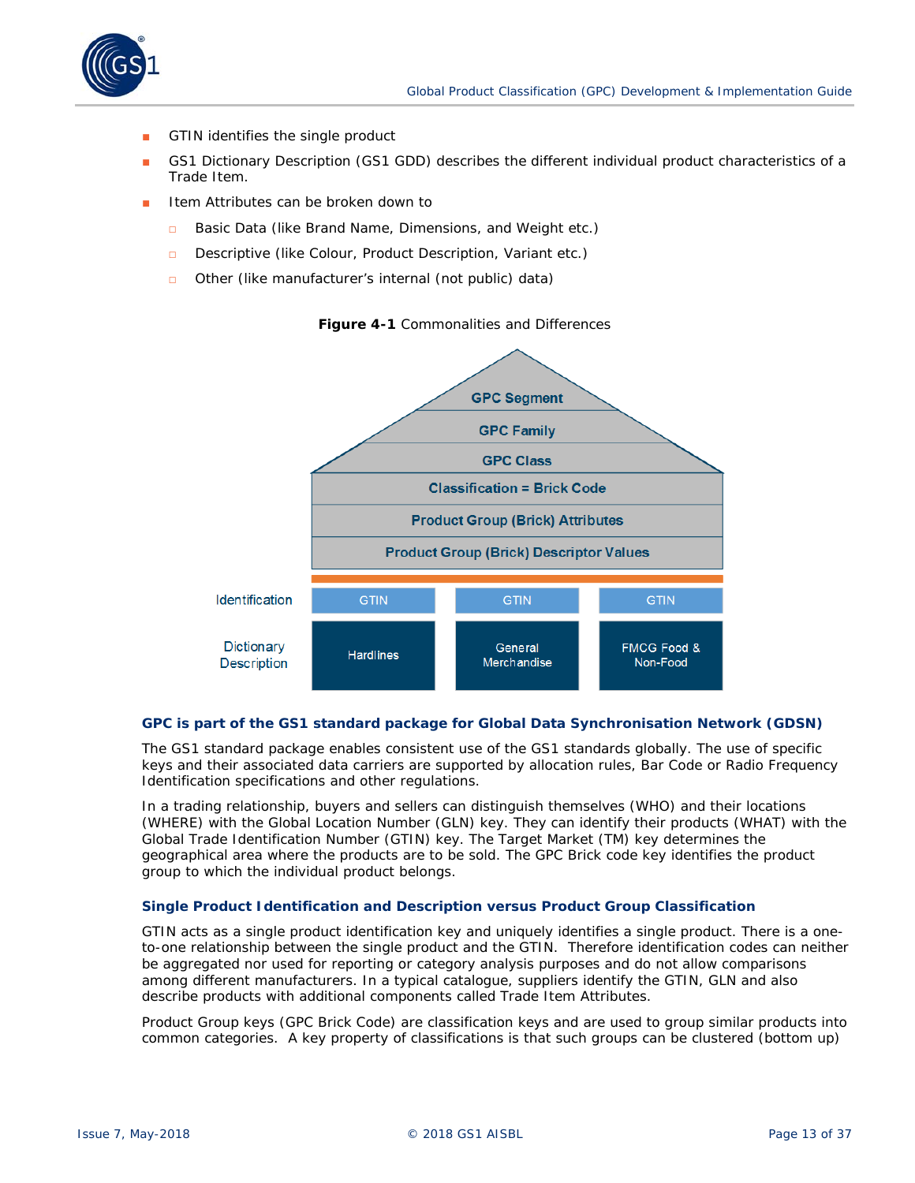- GTIN identifies the single product
- GS1 Dictionary Description (GS1 GDD) describes the different individual product characteristics of a Trade Item.
- Item Attributes can be broken down to
  - Basic Data (like Brand Name, Dimensions, and Weight etc.)
  - Descriptive (like Colour, Product Description, Variant etc.)
  - Other (like manufacturer's internal (not public) data)

**Figure 4-1** Commonalities and Differences

GPC Segment
GPC Family
GPC Class
Classification = Brick Code
Product Group (Brick) Attributes
Product Group (Brick) Descriptor Values

| | | | |
|---|---|---|---|
| Identification | GTIN | GTIN | GTIN |
| Dictionary Description | Hardlines | General Merchandise | FMCG Food & Non-Food |

### GPC is part of the GS1 standard package for Global Data Synchronisation Network (GDSN)

The GS1 standard package enables consistent use of the GS1 standards globally. The use of specific keys and their associated data carriers are supported by allocation rules, Bar Code or Radio Frequency Identification specifications and other regulations.

In a trading relationship, buyers and sellers can distinguish themselves (WHO) and their locations (WHERE) with the Global Location Number (GLN) key. They can identify their products (WHAT) with the Global Trade Identification Number (GTIN) key. The Target Market (TM) key determines the geographical area where the products are to be sold. The GPC Brick code key identifies the product group to which the individual product belongs.

### Single Product Identification and Description versus Product Group Classification

GTIN acts as a single product identification key and uniquely identifies a single product. There is a one-to-one relationship between the single product and the GTIN. Therefore identification codes can neither be aggregated nor used for reporting or category analysis purposes and do not allow comparisons among different manufacturers. In a typical catalogue, suppliers identify the GTIN, GLN and also describe products with additional components called Trade Item Attributes.

Product Group keys (GPC Brick Code) are classification keys and are used to group similar products into common categories. A key property of classifications is that such groups can be clustered (bottom up)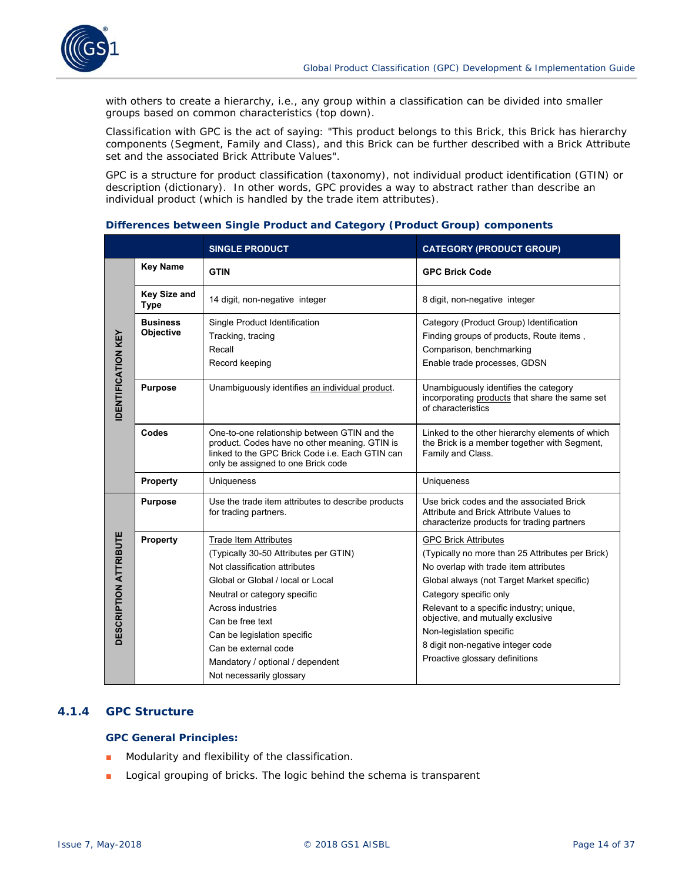with others to create a hierarchy, i.e., any group within a classification can be divided into smaller groups based on common characteristics (top down).

Classification with GPC is the act of saying: "This product belongs to this Brick, this Brick has hierarchy components (Segment, Family and Class), and this Brick can be further described with a Brick Attribute set and the associated Brick Attribute Values".

GPC is a structure for product classification (taxonomy), not individual product identification (GTIN) or description (dictionary). In other words, GPC provides a way to abstract rather than describe an individual product (which is handled by the trade item attributes).

**Differences between Single Product and Category (Product Group) components**

| | | SINGLE PRODUCT | CATEGORY (PRODUCT GROUP) |
|---|---|---|---|
| IDENTIFICATION KEY | **Key Name** | **GTIN** | **GPC Brick Code** |
| | **Key Size and Type** | 14 digit, non-negative integer | 8 digit, non-negative integer |
| | **Business Objective** | Single Product Identification<br>Tracking, tracing<br>Recall<br>Record keeping | Category (Product Group) Identification<br>Finding groups of products, Route items ,<br>Comparison, benchmarking<br>Enable trade processes, GDSN |
| | **Purpose** | Unambiguously identifies an individual product. | Unambiguously identifies the category incorporating products that share the same set of characteristics |
| | **Codes** | One-to-one relationship between GTIN and the product. Codes have no other meaning. GTIN is linked to the GPC Brick Code i.e. Each GTIN can only be assigned to one Brick code | Linked to the other hierarchy elements of which the Brick is a member together with Segment, Family and Class. |
| | **Property** | Uniqueness | Uniqueness |
| DESCRIPTION ATTRIBUTE | **Purpose** | Use the trade item attributes to describe products for trading partners. | Use brick codes and the associated Brick Attribute and Brick Attribute Values to characterize products for trading partners |
| | **Property** | Trade Item Attributes<br>(Typically 30-50 Attributes per GTIN)<br>Not classification attributes<br>Global or Global / local or Local<br>Neutral or category specific<br>Across industries<br>Can be free text<br>Can be legislation specific<br>Can be external code<br>Mandatory / optional / dependent<br>Not necessarily glossary | GPC Brick Attributes<br>(Typically no more than 25 Attributes per Brick)<br>No overlap with trade item attributes<br>Global always (not Target Market specific)<br>Category specific only<br>Relevant to a specific industry; unique, objective, and mutually exclusive<br>Non-legislation specific<br>8 digit non-negative integer code<br>Proactive glossary definitions |

### 4.1.4 GPC Structure

**GPC General Principles:**

- Modularity and flexibility of the classification.
- Logical grouping of bricks. The logic behind the schema is transparent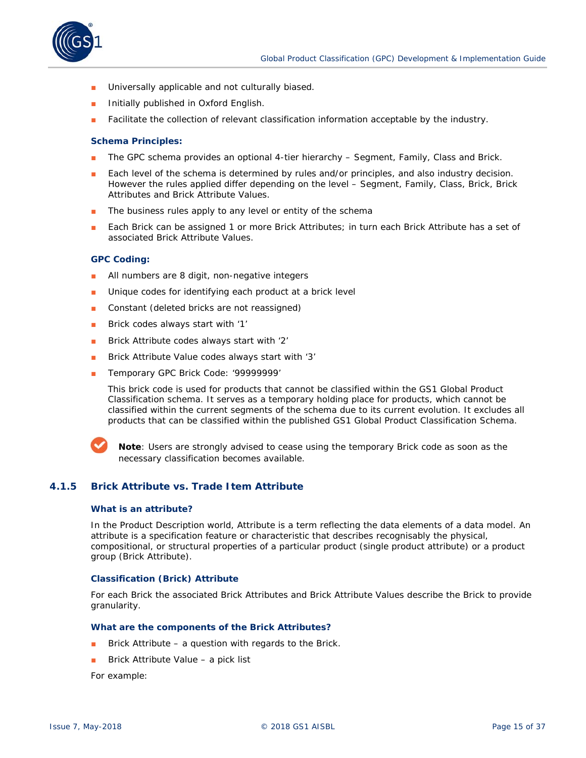- Universally applicable and not culturally biased.
- Initially published in Oxford English.
- Facilitate the collection of relevant classification information acceptable by the industry.

**Schema Principles:**

- The GPC schema provides an optional 4-tier hierarchy – Segment, Family, Class and Brick.
- Each level of the schema is determined by rules and/or principles, and also industry decision. However the rules applied differ depending on the level – Segment, Family, Class, Brick, Brick Attributes and Brick Attribute Values.
- The business rules apply to any level or entity of the schema
- Each Brick can be assigned 1 or more Brick Attributes; in turn each Brick Attribute has a set of associated Brick Attribute Values.

**GPC Coding:**

- All numbers are 8 digit, non-negative integers
- Unique codes for identifying each product at a brick level
- Constant (deleted bricks are not reassigned)
- Brick codes always start with '1'
- Brick Attribute codes always start with '2'
- Brick Attribute Value codes always start with '3'
- Temporary GPC Brick Code: '99999999'

  This brick code is used for products that cannot be classified within the GS1 Global Product Classification schema. It serves as a temporary holding place for products, which cannot be classified within the current segments of the schema due to its current evolution. It excludes all products that can be classified within the published GS1 Global Product Classification Schema.

**Note**: Users are strongly advised to cease using the temporary Brick code as soon as the necessary classification becomes available.

### 4.1.5 Brick Attribute vs. Trade Item Attribute

**What is an attribute?**

In the Product Description world, Attribute is a term reflecting the data elements of a data model. An attribute is a specification feature or characteristic that describes recognisably the physical, compositional, or structural properties of a particular product (single product attribute) or a product group (Brick Attribute).

**Classification (Brick) Attribute**

For each Brick the associated Brick Attributes and Brick Attribute Values describe the Brick to provide granularity.

**What are the components of the Brick Attributes?**

- Brick Attribute – a question with regards to the Brick.
- Brick Attribute Value – a pick list

For example: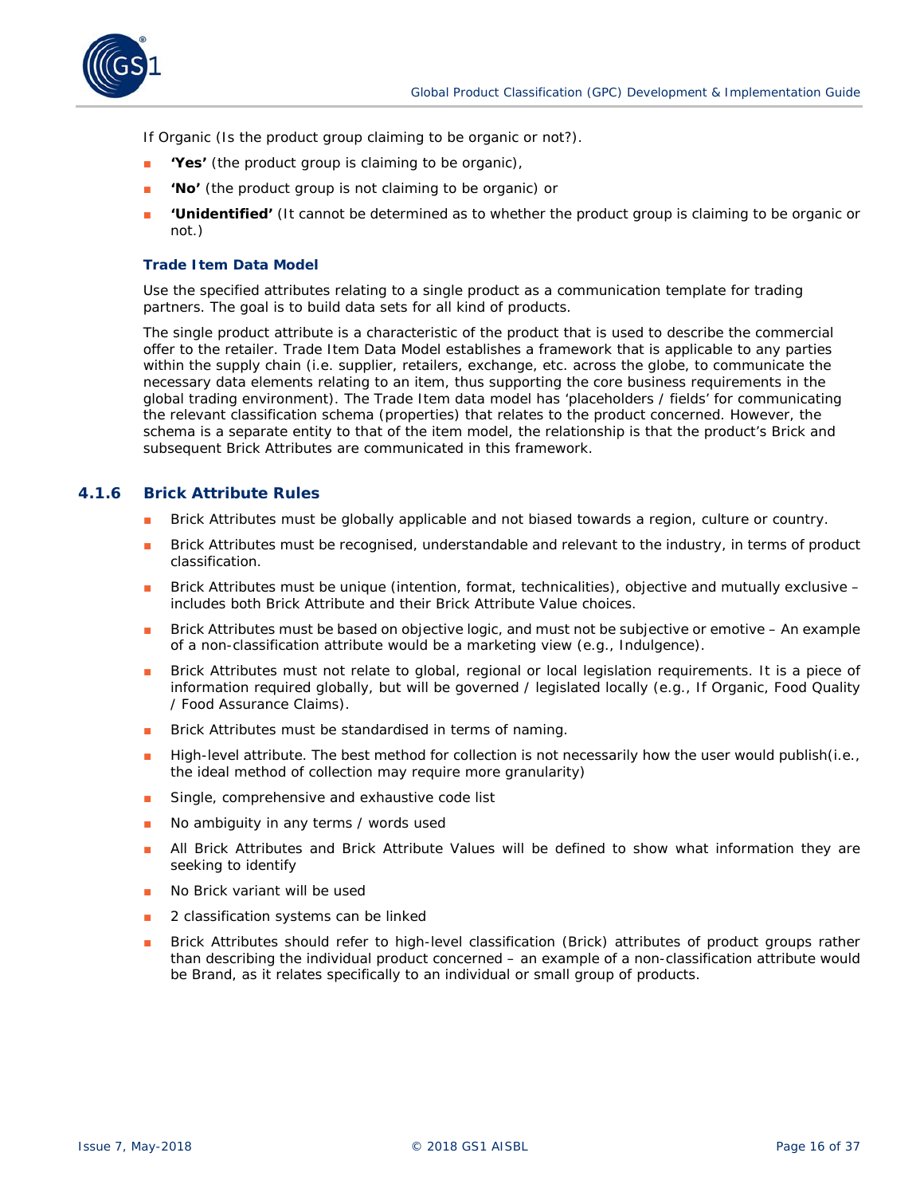If Organic (Is the product group claiming to be organic or not?).

- **'Yes'** (the product group is claiming to be organic),
- **'No'** (the product group is not claiming to be organic) or
- **'Unidentified'** (It cannot be determined as to whether the product group is claiming to be organic or not.)

**Trade Item Data Model**

Use the specified attributes relating to a single product as a communication template for trading partners. The goal is to build data sets for all kind of products.

The single product attribute is a characteristic of the product that is used to describe the commercial offer to the retailer. Trade Item Data Model establishes a framework that is applicable to any parties within the supply chain (i.e. supplier, retailers, exchange, etc. across the globe, to communicate the necessary data elements relating to an item, thus supporting the core business requirements in the global trading environment). The Trade Item data model has 'placeholders / fields' for communicating the relevant classification schema (properties) that relates to the product concerned. However, the schema is a separate entity to that of the item model, the relationship is that the product's Brick and subsequent Brick Attributes are communicated in this framework.

### 4.1.6 Brick Attribute Rules

- Brick Attributes must be globally applicable and not biased towards a region, culture or country.
- Brick Attributes must be recognised, understandable and relevant to the industry, in terms of product classification.
- Brick Attributes must be unique (intention, format, technicalities), objective and mutually exclusive – includes both Brick Attribute and their Brick Attribute Value choices.
- Brick Attributes must be based on objective logic, and must not be subjective or emotive – An example of a non-classification attribute would be a marketing view (e.g., Indulgence).
- Brick Attributes must not relate to global, regional or local legislation requirements. It is a piece of information required globally, but will be governed / legislated locally (e.g., If Organic, Food Quality / Food Assurance Claims).
- Brick Attributes must be standardised in terms of naming.
- High-level attribute. The best method for collection is not necessarily how the user would publish(i.e., the ideal method of collection may require more granularity)
- Single, comprehensive and exhaustive code list
- No ambiguity in any terms / words used
- All Brick Attributes and Brick Attribute Values will be defined to show what information they are seeking to identify
- No Brick variant will be used
- 2 classification systems can be linked
- Brick Attributes should refer to high-level classification (Brick) attributes of product groups rather than describing the individual product concerned – an example of a non-classification attribute would be Brand, as it relates specifically to an individual or small group of products.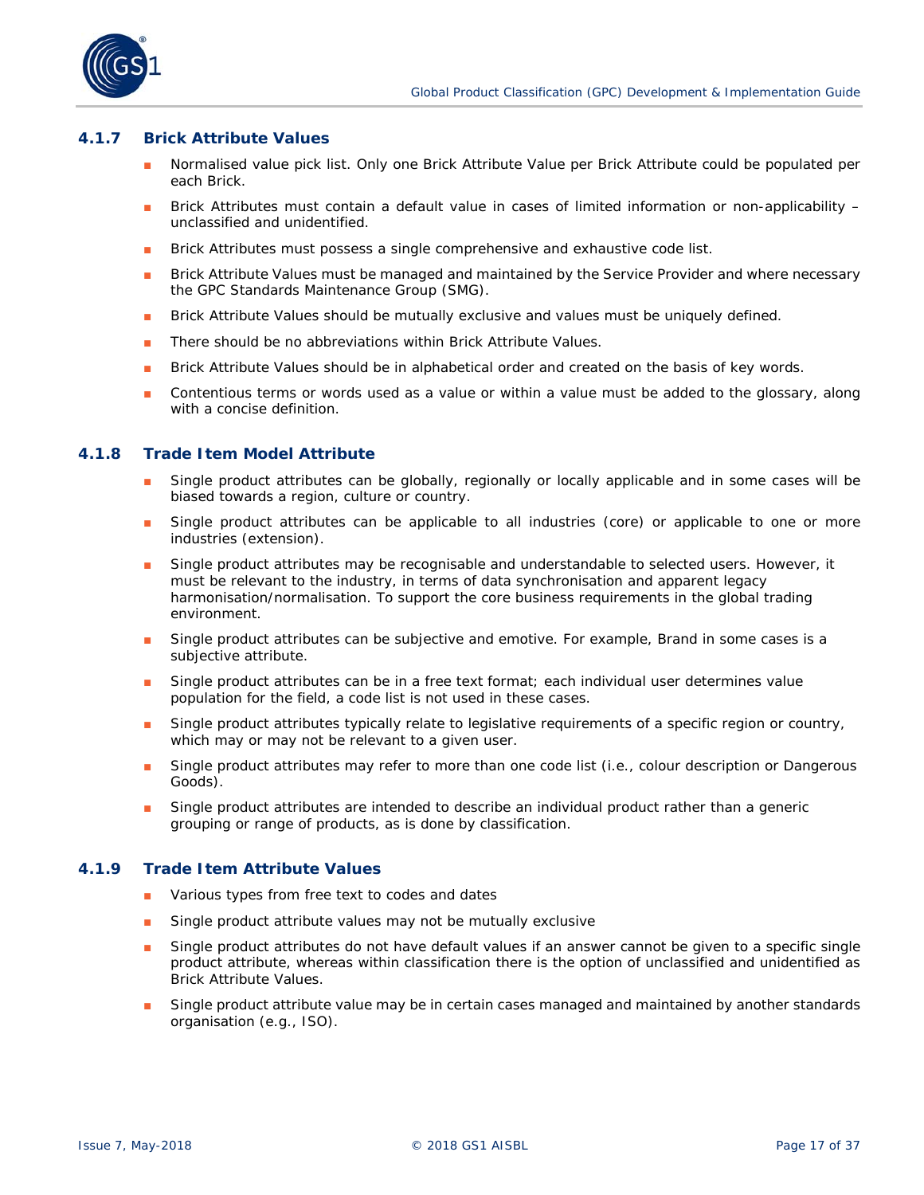### 4.1.7 Brick Attribute Values

- Normalised value pick list. Only one Brick Attribute Value per Brick Attribute could be populated per each Brick.
- Brick Attributes must contain a default value in cases of limited information or non-applicability – unclassified and unidentified.
- Brick Attributes must possess a single comprehensive and exhaustive code list.
- Brick Attribute Values must be managed and maintained by the Service Provider and where necessary the GPC Standards Maintenance Group (SMG).
- Brick Attribute Values should be mutually exclusive and values must be uniquely defined.
- There should be no abbreviations within Brick Attribute Values.
- Brick Attribute Values should be in alphabetical order and created on the basis of key words.
- Contentious terms or words used as a value or within a value must be added to the glossary, along with a concise definition.

### 4.1.8 Trade Item Model Attribute

- Single product attributes can be globally, regionally or locally applicable and in some cases will be biased towards a region, culture or country.
- Single product attributes can be applicable to all industries (core) or applicable to one or more industries (extension).
- Single product attributes may be recognisable and understandable to selected users. However, it must be relevant to the industry, in terms of data synchronisation and apparent legacy harmonisation/normalisation. To support the core business requirements in the global trading environment.
- Single product attributes can be subjective and emotive. For example, Brand in some cases is a subjective attribute.
- Single product attributes can be in a free text format; each individual user determines value population for the field, a code list is not used in these cases.
- Single product attributes typically relate to legislative requirements of a specific region or country, which may or may not be relevant to a given user.
- Single product attributes may refer to more than one code list (i.e., colour description or Dangerous Goods).
- Single product attributes are intended to describe an individual product rather than a generic grouping or range of products, as is done by classification.

### 4.1.9 Trade Item Attribute Values

- Various types from free text to codes and dates
- Single product attribute values may not be mutually exclusive
- Single product attributes do not have default values if an answer cannot be given to a specific single product attribute, whereas within classification there is the option of unclassified and unidentified as Brick Attribute Values.
- Single product attribute value may be in certain cases managed and maintained by another standards organisation (e.g., ISO).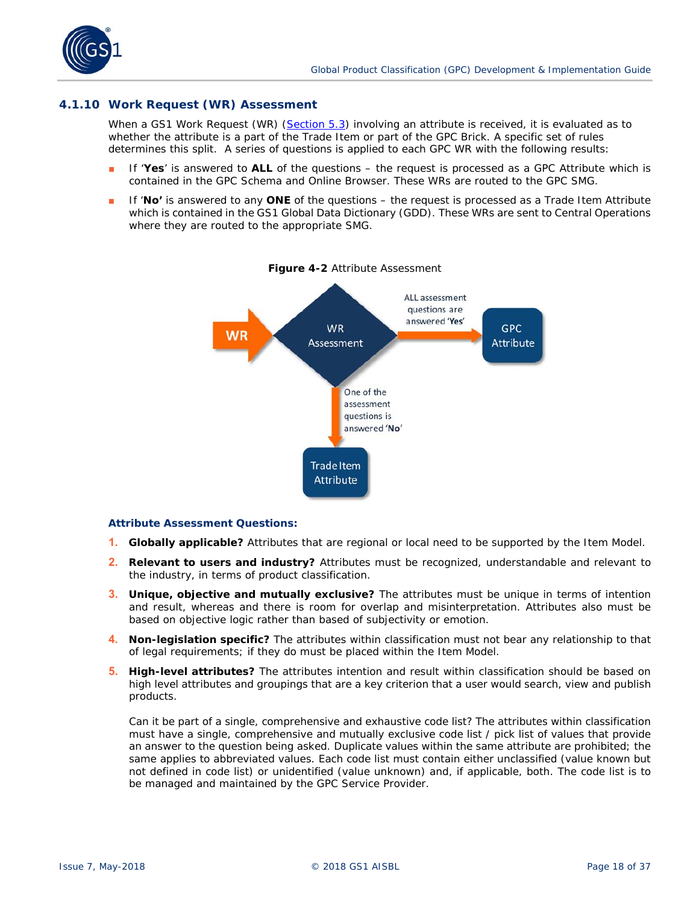### 4.1.10 Work Request (WR) Assessment

When a GS1 Work Request (WR) (Section 5.3) involving an attribute is received, it is evaluated as to whether the attribute is a part of the Trade Item or part of the GPC Brick. A specific set of rules determines this split. A series of questions is applied to each GPC WR with the following results:

- If '**Yes**' is answered to **ALL** of the questions – the request is processed as a GPC Attribute which is contained in the GPC Schema and Online Browser. These WRs are routed to the GPC SMG.
- If '**No'** is answered to any **ONE** of the questions – the request is processed as a Trade Item Attribute which is contained in the GS1 Global Data Dictionary (GDD). These WRs are sent to Central Operations where they are routed to the appropriate SMG.

**Figure 4-2** Attribute Assessment

WR → WR Assessment → (ALL assessment questions are answered '**Yes**') → GPC Attribute

WR Assessment → (One of the assessment questions is answered '**No**') → Trade Item Attribute

**Attribute Assessment Questions:**

1. **Globally applicable?** Attributes that are regional or local need to be supported by the Item Model.
2. **Relevant to users and industry?** Attributes must be recognized, understandable and relevant to the industry, in terms of product classification.
3. **Unique, objective and mutually exclusive?** The attributes must be unique in terms of intention and result, whereas and there is room for overlap and misinterpretation. Attributes also must be based on objective logic rather than based of subjectivity or emotion.
4. **Non-legislation specific?** The attributes within classification must not bear any relationship to that of legal requirements; if they do must be placed within the Item Model.
5. **High-level attributes?** The attributes intention and result within classification should be based on high level attributes and groupings that are a key criterion that a user would search, view and publish products.

   Can it be part of a single, comprehensive and exhaustive code list? The attributes within classification must have a single, comprehensive and mutually exclusive code list / pick list of values that provide an answer to the question being asked. Duplicate values within the same attribute are prohibited; the same applies to abbreviated values. Each code list must contain either unclassified (value known but not defined in code list) or unidentified (value unknown) and, if applicable, both. The code list is to be managed and maintained by the GPC Service Provider.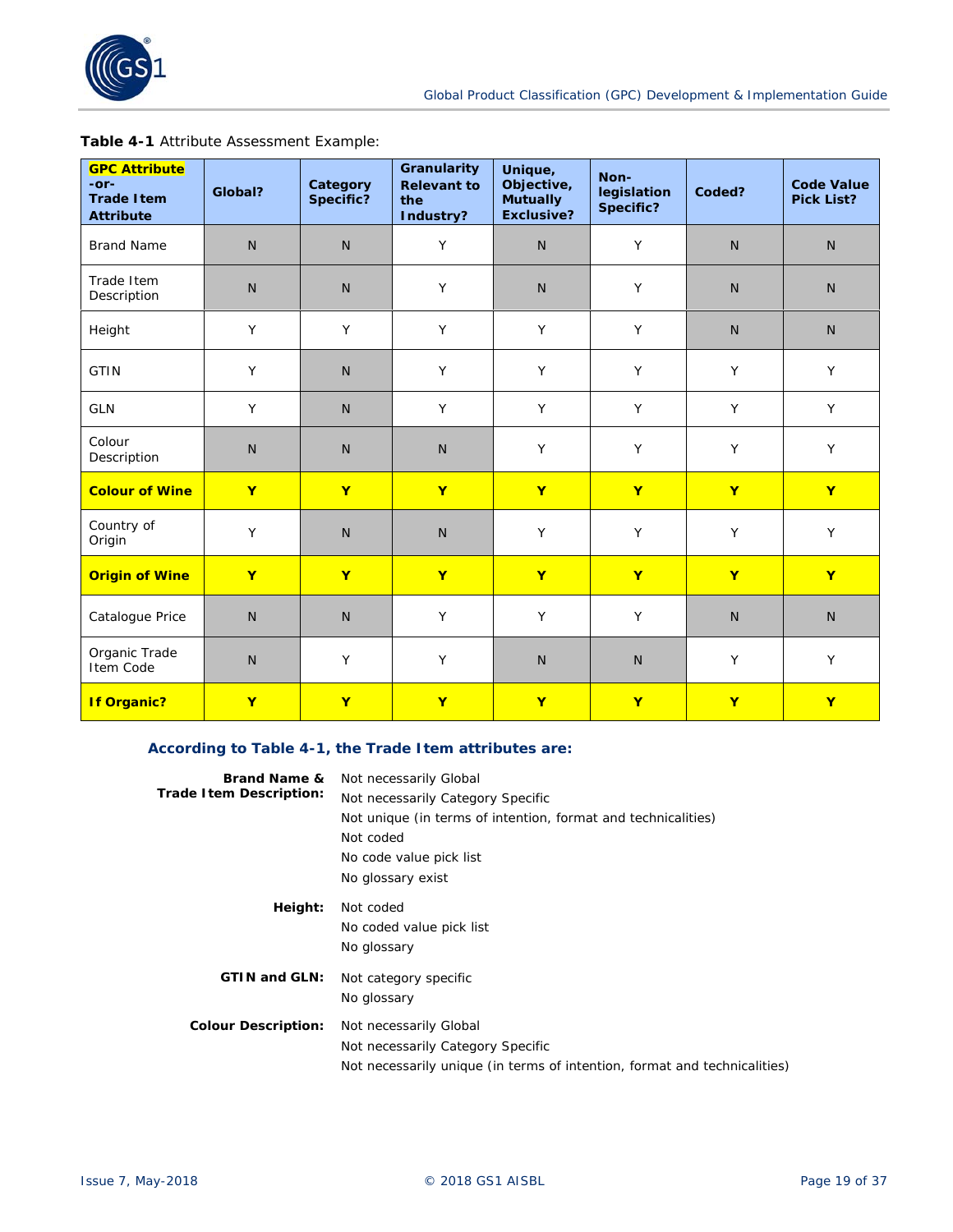**Table 4-1** Attribute Assessment Example:

| GPC Attribute -or- Trade Item Attribute | Global? | Category Specific? | Granularity Relevant to the Industry? | Unique, Objective, Mutually Exclusive? | Non-legislation Specific? | Coded? | Code Value Pick List? |
|---|---|---|---|---|---|---|---|
| Brand Name | N | N | Y | N | Y | N | N |
| Trade Item Description | N | N | Y | N | Y | N | N |
| Height | Y | Y | Y | Y | Y | N | N |
| GTIN | Y | N | Y | Y | Y | Y | Y |
| GLN | Y | N | Y | Y | Y | Y | Y |
| Colour Description | N | N | N | Y | Y | Y | Y |
| **Colour of Wine** | **Y** | **Y** | **Y** | **Y** | **Y** | **Y** | **Y** |
| Country of Origin | Y | N | N | Y | Y | Y | Y |
| **Origin of Wine** | **Y** | **Y** | **Y** | **Y** | **Y** | **Y** | **Y** |
| Catalogue Price | N | N | Y | Y | Y | N | N |
| Organic Trade Item Code | N | Y | Y | N | N | Y | Y |
| **If Organic?** | **Y** | **Y** | **Y** | **Y** | **Y** | **Y** | **Y** |

**According to Table 4-1, the Trade Item attributes are:**

**Brand Name & Trade Item Description:**
- Not necessarily Global
- Not necessarily Category Specific
- Not unique (in terms of intention, format and technicalities)
- Not coded
- No code value pick list
- No glossary exist

**Height:**
- Not coded
- No coded value pick list
- No glossary

**GTIN and GLN:**
- Not category specific
- No glossary

**Colour Description:**
- Not necessarily Global
- Not necessarily Category Specific
- Not necessarily unique (in terms of intention, format and technicalities)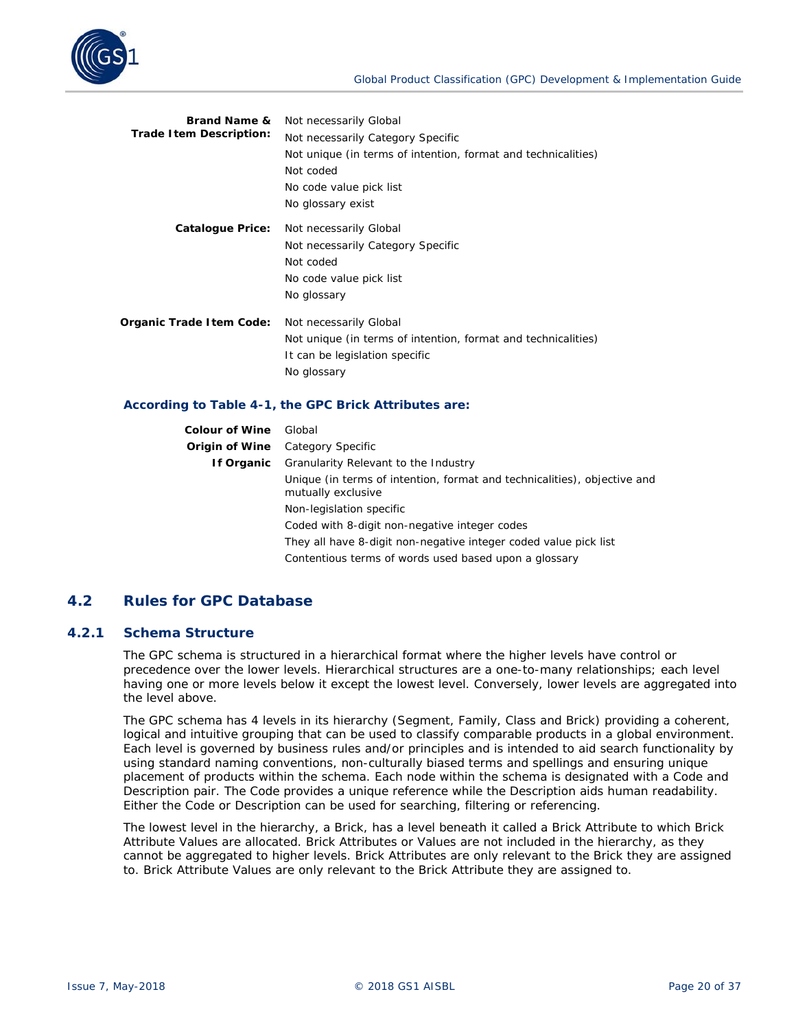| | |
|---|---|
| **Brand Name & Trade Item Description:** | Not necessarily Global<br>Not necessarily Category Specific<br>Not unique (in terms of intention, format and technicalities)<br>Not coded<br>No code value pick list<br>No glossary exist |
| **Catalogue Price:** | Not necessarily Global<br>Not necessarily Category Specific<br>Not coded<br>No code value pick list<br>No glossary |
| **Organic Trade Item Code:** | Not necessarily Global<br>Not unique (in terms of intention, format and technicalities)<br>It can be legislation specific<br>No glossary |

**According to Table 4-1, the GPC Brick Attributes are:**

| | |
|---|---|
| **Colour of Wine**<br>**Origin of Wine**<br>**If Organic** | Global<br>Category Specific<br>Granularity Relevant to the Industry<br>Unique (in terms of intention, format and technicalities), objective and mutually exclusive<br>Non-legislation specific<br>Coded with 8-digit non-negative integer codes<br>They all have 8-digit non-negative integer coded value pick list<br>Contentious terms of words used based upon a glossary |

## 4.2 Rules for GPC Database

### 4.2.1 Schema Structure

The GPC schema is structured in a hierarchical format where the higher levels have control or precedence over the lower levels. Hierarchical structures are a one-to-many relationships; each level having one or more levels below it except the lowest level. Conversely, lower levels are aggregated into the level above.

The GPC schema has 4 levels in its hierarchy (Segment, Family, Class and Brick) providing a coherent, logical and intuitive grouping that can be used to classify comparable products in a global environment. Each level is governed by business rules and/or principles and is intended to aid search functionality by using standard naming conventions, non-culturally biased terms and spellings and ensuring unique placement of products within the schema. Each node within the schema is designated with a Code and Description pair. The Code provides a unique reference while the Description aids human readability. Either the Code or Description can be used for searching, filtering or referencing.

The lowest level in the hierarchy, a Brick, has a level beneath it called a Brick Attribute to which Brick Attribute Values are allocated. Brick Attributes or Values are not included in the hierarchy, as they cannot be aggregated to higher levels. Brick Attributes are only relevant to the Brick they are assigned to. Brick Attribute Values are only relevant to the Brick Attribute they are assigned to.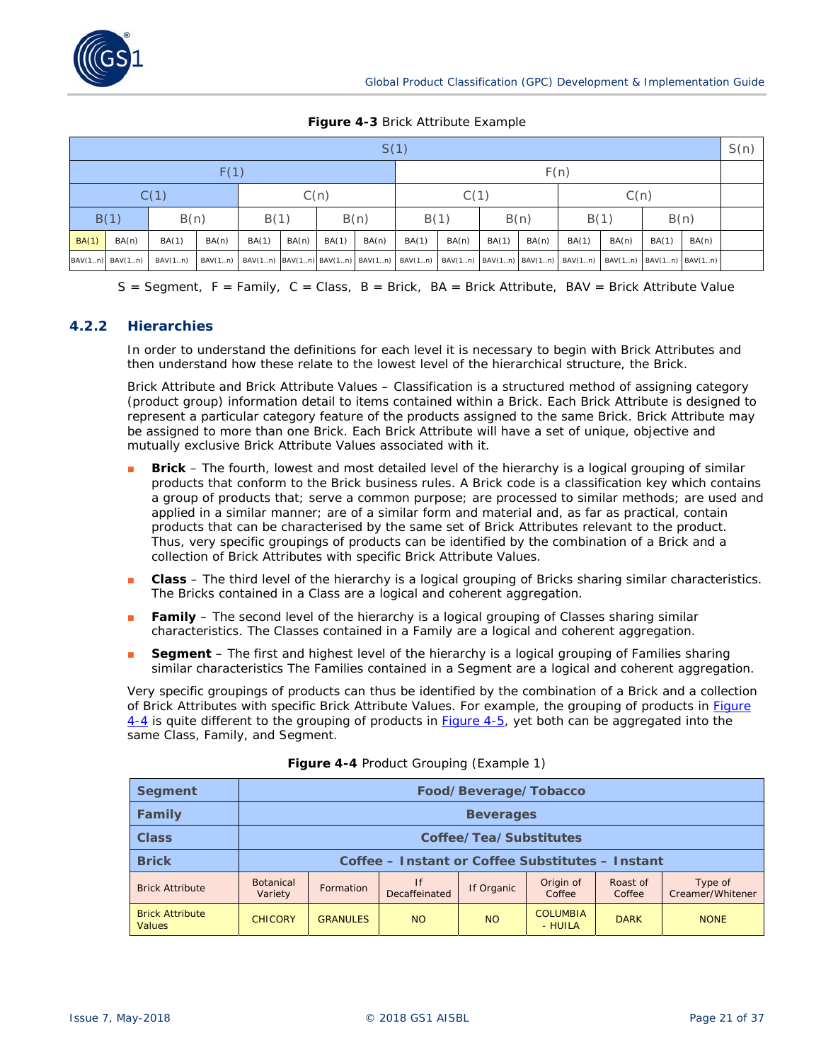**Figure 4-3** Brick Attribute Example

| S(1) | | | | | | | | | | | | | | | | S(n) |
|---|---|---|---|---|---|---|---|---|---|---|---|---|---|---|---|---|
| F(1) | | | | | | | | F(n) | | | | | | | | |
| C(1) | | | | C(n) | | | | C(1) | | | | C(n) | | | | |
| B(1) | | B(n) | | B(1) | | B(n) | | B(1) | | B(n) | | B(1) | | B(n) | | |
| BA(1) | BA(n) | BA(1) | BA(n) | BA(1) | BA(n) | BA(1) | BA(n) | BA(1) | BA(n) | BA(1) | BA(n) | BA(1) | BA(n) | BA(1) | BA(n) | |
| BAV(1..n) | BAV(1..n) | BAV(1..n) | BAV(1..n) | BAV(1..n) | BAV(1..n) | BAV(1..n) | BAV(1..n) | BAV(1..n) | BAV(1..n) | BAV(1..n) | BAV(1..n) | BAV(1..n) | BAV(1..n) | BAV(1..n) | BAV(1..n) | |

S = Segment, F = Family, C = Class, B = Brick, BA = Brick Attribute, BAV = Brick Attribute Value

### 4.2.2 Hierarchies

In order to understand the definitions for each level it is necessary to begin with Brick Attributes and then understand how these relate to the lowest level of the hierarchical structure, the Brick.

Brick Attribute and Brick Attribute Values – Classification is a structured method of assigning category (product group) information detail to items contained within a Brick. Each Brick Attribute is designed to represent a particular category feature of the products assigned to the same Brick. Brick Attribute may be assigned to more than one Brick. Each Brick Attribute will have a set of unique, objective and mutually exclusive Brick Attribute Values associated with it.

- **Brick** – The fourth, lowest and most detailed level of the hierarchy is a logical grouping of similar products that conform to the Brick business rules. A Brick code is a classification key which contains a group of products that; serve a common purpose; are processed to similar methods; are used and applied in a similar manner; are of a similar form and material and, as far as practical, contain products that can be characterised by the same set of Brick Attributes relevant to the product. Thus, very specific groupings of products can be identified by the combination of a Brick and a collection of Brick Attributes with specific Brick Attribute Values.
- **Class** – The third level of the hierarchy is a logical grouping of Bricks sharing similar characteristics. The Bricks contained in a Class are a logical and coherent aggregation.
- **Family** – The second level of the hierarchy is a logical grouping of Classes sharing similar characteristics. The Classes contained in a Family are a logical and coherent aggregation.
- **Segment** – The first and highest level of the hierarchy is a logical grouping of Families sharing similar characteristics The Families contained in a Segment are a logical and coherent aggregation.

Very specific groupings of products can thus be identified by the combination of a Brick and a collection of Brick Attributes with specific Brick Attribute Values. For example, the grouping of products in Figure 4-4 is quite different to the grouping of products in Figure 4-5, yet both can be aggregated into the same Class, Family, and Segment.

**Figure 4-4** Product Grouping (Example 1)

| **Segment** | **Food/Beverage/Tobacco** | | | | | | |
|---|---|---|---|---|---|---|---|
| **Family** | **Beverages** | | | | | | |
| **Class** | **Coffee/Tea/Substitutes** | | | | | | |
| **Brick** | **Coffee – Instant or Coffee Substitutes – Instant** | | | | | | |
| Brick Attribute | Botanical Variety | Formation | If Decaffeinated | If Organic | Origin of Coffee | Roast of Coffee | Type of Creamer/Whitener |
| Brick Attribute Values | CHICORY | GRANULES | NO | NO | COLUMBIA - HUILA | DARK | NONE |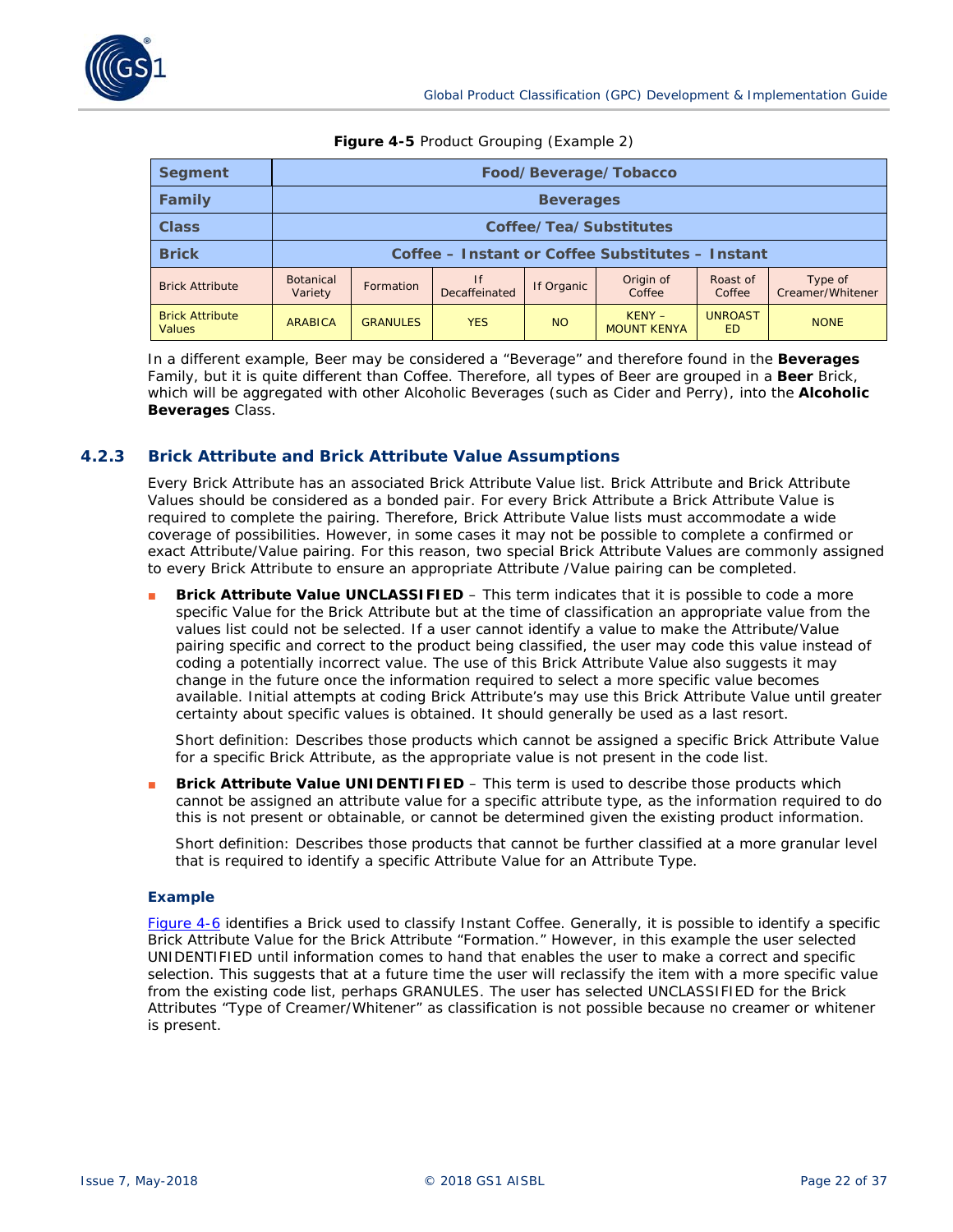**Figure 4-5** Product Grouping (Example 2)

| **Segment** | **Food/Beverage/Tobacco** | | | | | | |
|---|---|---|---|---|---|---|---|
| **Family** | **Beverages** | | | | | | |
| **Class** | **Coffee/Tea/Substitutes** | | | | | | |
| **Brick** | **Coffee – Instant or Coffee Substitutes – Instant** | | | | | | |
| Brick Attribute | Botanical Variety | Formation | If Decaffeinated | If Organic | Origin of Coffee | Roast of Coffee | Type of Creamer/Whitener |
| Brick Attribute Values | ARABICA | GRANULES | YES | NO | KENY – MOUNT KENYA | UNROAST ED | NONE |

In a different example, Beer may be considered a "Beverage" and therefore found in the **Beverages** Family, but it is quite different than Coffee. Therefore, all types of Beer are grouped in a **Beer** Brick, which will be aggregated with other Alcoholic Beverages (such as Cider and Perry), into the **Alcoholic Beverages** Class.

### 4.2.3 Brick Attribute and Brick Attribute Value Assumptions

Every Brick Attribute has an associated Brick Attribute Value list. Brick Attribute and Brick Attribute Values should be considered as a bonded pair. For every Brick Attribute a Brick Attribute Value is required to complete the pairing. Therefore, Brick Attribute Value lists must accommodate a wide coverage of possibilities. However, in some cases it may not be possible to complete a confirmed or exact Attribute/Value pairing. For this reason, two special Brick Attribute Values are commonly assigned to every Brick Attribute to ensure an appropriate Attribute /Value pairing can be completed.

- **Brick Attribute Value UNCLASSIFIED** – This term indicates that it is possible to code a more specific Value for the Brick Attribute but at the time of classification an appropriate value from the values list could not be selected. If a user cannot identify a value to make the Attribute/Value pairing specific and correct to the product being classified, the user may code this value instead of coding a potentially incorrect value. The use of this Brick Attribute Value also suggests it may change in the future once the information required to select a more specific value becomes available. Initial attempts at coding Brick Attribute's may use this Brick Attribute Value until greater certainty about specific values is obtained. It should generally be used as a last resort.

  Short definition: Describes those products which cannot be assigned a specific Brick Attribute Value for a specific Brick Attribute, as the appropriate value is not present in the code list.

- **Brick Attribute Value UNIDENTIFIED** – This term is used to describe those products which cannot be assigned an attribute value for a specific attribute type, as the information required to do this is not present or obtainable, or cannot be determined given the existing product information.

  Short definition: Describes those products that cannot be further classified at a more granular level that is required to identify a specific Attribute Value for an Attribute Type.

#### Example

Figure 4-6 identifies a Brick used to classify Instant Coffee. Generally, it is possible to identify a specific Brick Attribute Value for the Brick Attribute "Formation." However, in this example the user selected UNIDENTIFIED until information comes to hand that enables the user to make a correct and specific selection. This suggests that at a future time the user will reclassify the item with a more specific value from the existing code list, perhaps GRANULES. The user has selected UNCLASSIFIED for the Brick Attributes "Type of Creamer/Whitener" as classification is not possible because no creamer or whitener is present.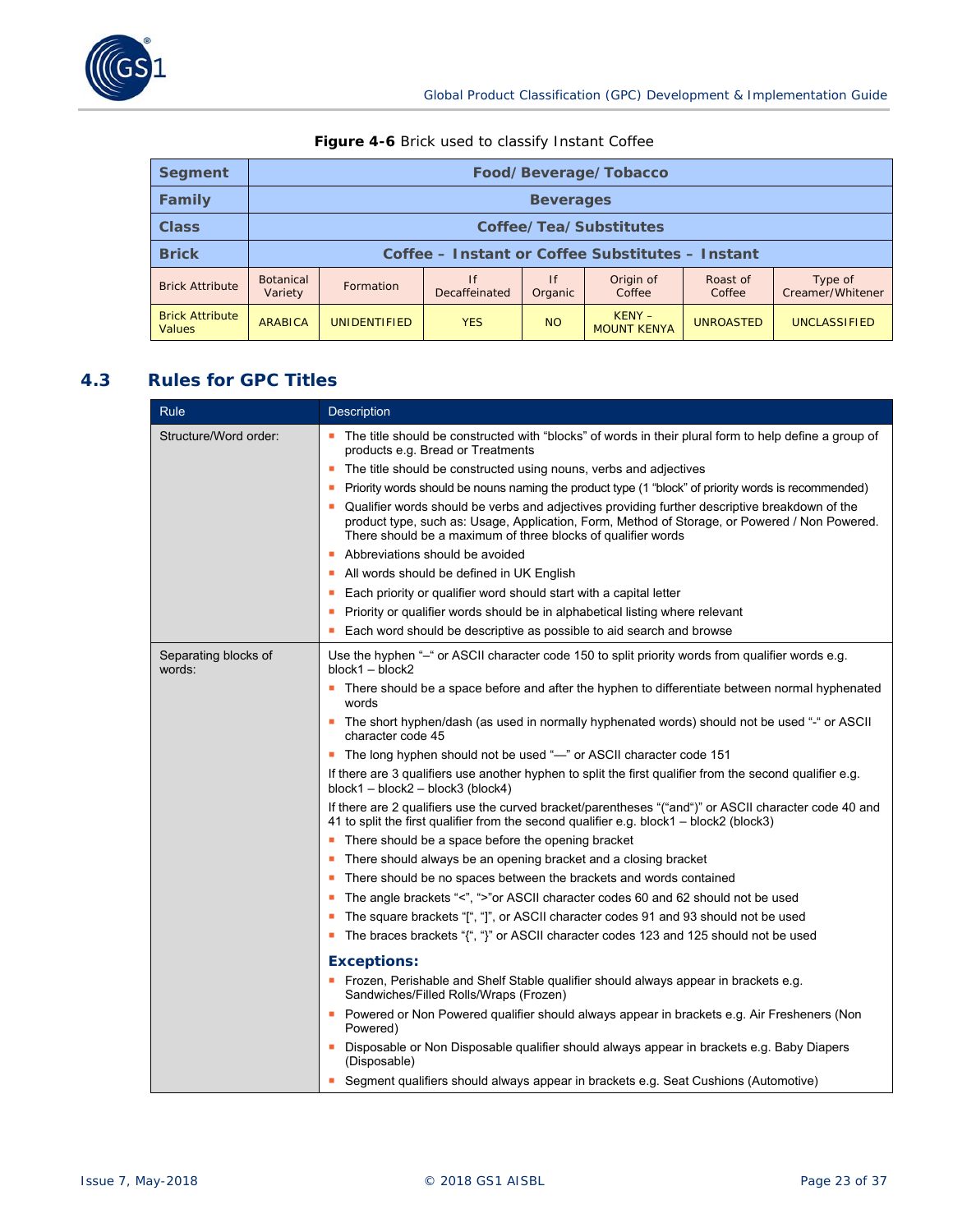**Figure 4-6** Brick used to classify Instant Coffee

| Segment | Food/Beverage/Tobacco | | | | | | |
|---|---|---|---|---|---|---|---|
| **Family** | **Beverages** | | | | | | |
| **Class** | **Coffee/Tea/Substitutes** | | | | | | |
| **Brick** | **Coffee – Instant or Coffee Substitutes – Instant** | | | | | | |
| Brick Attribute | Botanical Variety | Formation | If Decaffeinated | If Organic | Origin of Coffee | Roast of Coffee | Type of Creamer/Whitener |
| Brick Attribute Values | ARABICA | UNIDENTIFIED | YES | NO | KENY – MOUNT KENYA | UNROASTED | UNCLASSIFIED |

## 4.3 Rules for GPC Titles

| Rule | Description |
|---|---|
| Structure/Word order: | ▪ The title should be constructed with "blocks" of words in their plural form to help define a group of products e.g. Bread or Treatments<br>▪ The title should be constructed using nouns, verbs and adjectives<br>▪ Priority words should be nouns naming the product type (1 "block" of priority words is recommended)<br>▪ Qualifier words should be verbs and adjectives providing further descriptive breakdown of the product type, such as: Usage, Application, Form, Method of Storage, or Powered / Non Powered. There should be a maximum of three blocks of qualifier words<br>▪ Abbreviations should be avoided<br>▪ All words should be defined in UK English<br>▪ Each priority or qualifier word should start with a capital letter<br>▪ Priority or qualifier words should be in alphabetical listing where relevant<br>▪ Each word should be descriptive as possible to aid search and browse |
| Separating blocks of words: | Use the hyphen "–" or ASCII character code 150 to split priority words from qualifier words e.g. block1 – block2<br>▪ There should be a space before and after the hyphen to differentiate between normal hyphenated words<br>▪ The short hyphen/dash (as used in normally hyphenated words) should not be used "-" or ASCII character code 45<br>▪ The long hyphen should not be used "—" or ASCII character code 151<br>If there are 3 qualifiers use another hyphen to split the first qualifier from the second qualifier e.g. block1 – block2 – block3 (block4)<br>If there are 2 qualifiers use the curved bracket/parentheses "("and")" or ASCII character code 40 and 41 to split the first qualifier from the second qualifier e.g. block1 – block2 (block3)<br>▪ There should be a space before the opening bracket<br>▪ There should always be an opening bracket and a closing bracket<br>▪ There should be no spaces between the brackets and words contained<br>▪ The angle brackets "<", ">"or ASCII character codes 60 and 62 should not be used<br>▪ The square brackets "[", "]", or ASCII character codes 91 and 93 should not be used<br>▪ The braces brackets "{", "}" or ASCII character codes 123 and 125 should not be used<br>**Exceptions:**<br>▪ Frozen, Perishable and Shelf Stable qualifier should always appear in brackets e.g. Sandwiches/Filled Rolls/Wraps (Frozen)<br>▪ Powered or Non Powered qualifier should always appear in brackets e.g. Air Fresheners (Non Powered)<br>▪ Disposable or Non Disposable qualifier should always appear in brackets e.g. Baby Diapers (Disposable)<br>▪ Segment qualifiers should always appear in brackets e.g. Seat Cushions (Automotive) |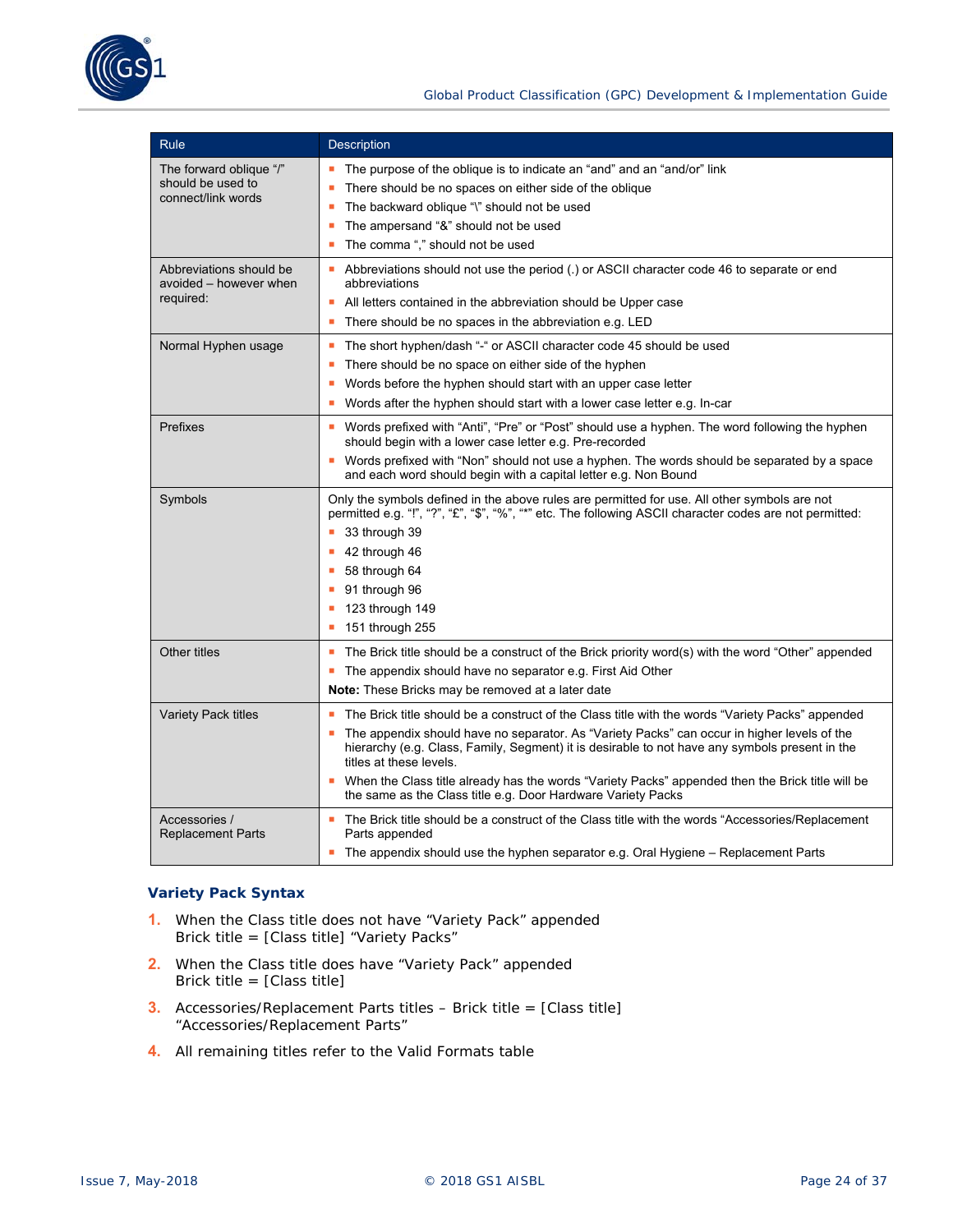| Rule | Description |
|---|---|
| The forward oblique "/" should be used to connect/link words | ▪ The purpose of the oblique is to indicate an "and" and an "and/or" link<br>▪ There should be no spaces on either side of the oblique<br>▪ The backward oblique "\" should not be used<br>▪ The ampersand "&" should not be used<br>▪ The comma "," should not be used |
| Abbreviations should be avoided – however when required: | ▪ Abbreviations should not use the period (.) or ASCII character code 46 to separate or end abbreviations<br>▪ All letters contained in the abbreviation should be Upper case<br>▪ There should be no spaces in the abbreviation e.g. LED |
| Normal Hyphen usage | ▪ The short hyphen/dash "-" or ASCII character code 45 should be used<br>▪ There should be no space on either side of the hyphen<br>▪ Words before the hyphen should start with an upper case letter<br>▪ Words after the hyphen should start with a lower case letter e.g. In-car |
| Prefixes | ▪ Words prefixed with "Anti", "Pre" or "Post" should use a hyphen. The word following the hyphen should begin with a lower case letter e.g. Pre-recorded<br>▪ Words prefixed with "Non" should not use a hyphen. The words should be separated by a space and each word should begin with a capital letter e.g. Non Bound |
| Symbols | Only the symbols defined in the above rules are permitted for use. All other symbols are not permitted e.g. "!", "?", "£", "$", "%", "*" etc. The following ASCII character codes are not permitted:<br>▪ 33 through 39<br>▪ 42 through 46<br>▪ 58 through 64<br>▪ 91 through 96<br>▪ 123 through 149<br>▪ 151 through 255 |
| Other titles | ▪ The Brick title should be a construct of the Brick priority word(s) with the word "Other" appended<br>▪ The appendix should have no separator e.g. First Aid Other<br>**Note:** These Bricks may be removed at a later date |
| Variety Pack titles | ▪ The Brick title should be a construct of the Class title with the words "Variety Packs" appended<br>▪ The appendix should have no separator. As "Variety Packs" can occur in higher levels of the hierarchy (e.g. Class, Family, Segment) it is desirable to not have any symbols present in the titles at these levels.<br>▪ When the Class title already has the words "Variety Packs" appended then the Brick title will be the same as the Class title e.g. Door Hardware Variety Packs |
| Accessories / Replacement Parts | ▪ The Brick title should be a construct of the Class title with the words "Accessories/Replacement Parts appended<br>▪ The appendix should use the hyphen separator e.g. Oral Hygiene – Replacement Parts |

### Variety Pack Syntax

1. When the Class title does not have "Variety Pack" appended
   Brick title = [Class title] "Variety Packs"
2. When the Class title does have "Variety Pack" appended
   Brick title = [Class title]
3. Accessories/Replacement Parts titles – Brick title = [Class title] "Accessories/Replacement Parts"
4. All remaining titles refer to the Valid Formats table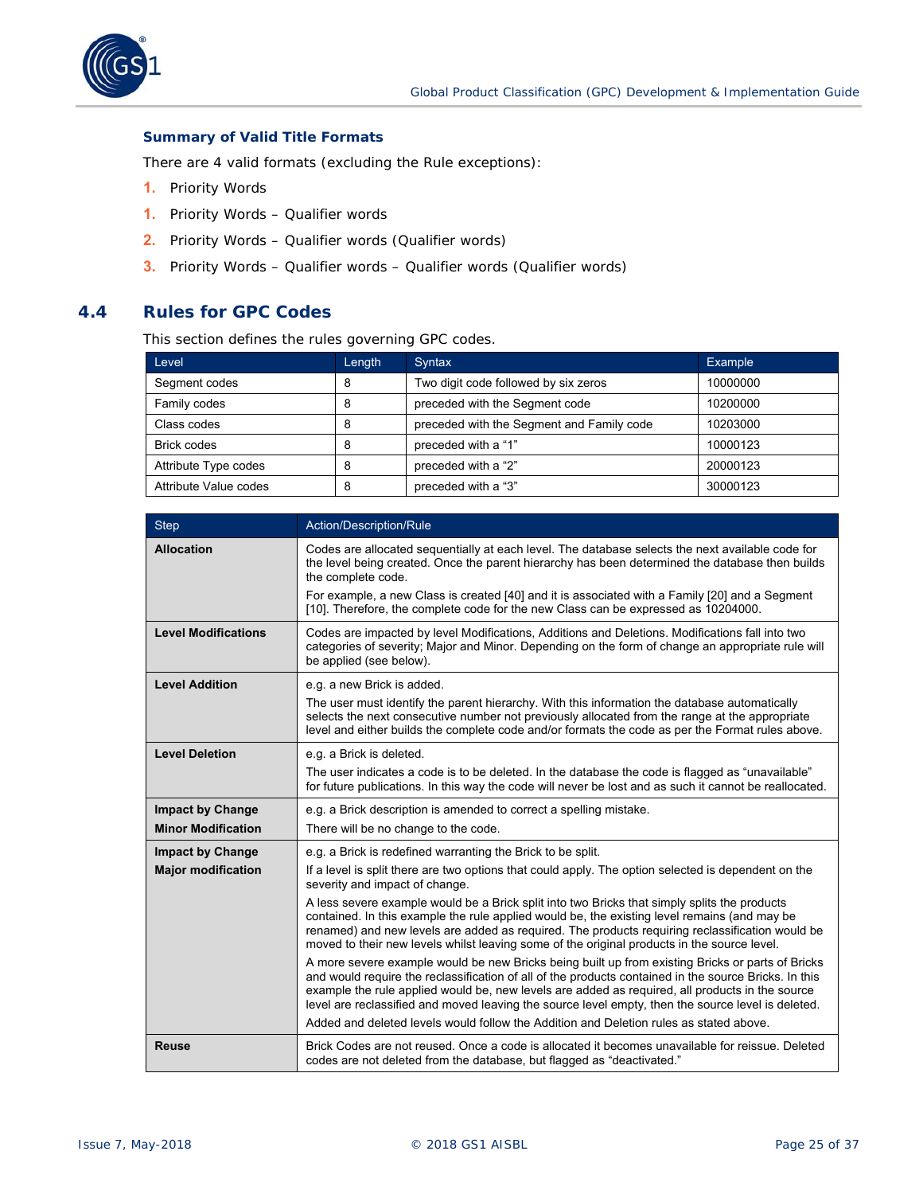### Summary of Valid Title Formats

There are 4 valid formats (excluding the Rule exceptions):

1. Priority Words
1. Priority Words – Qualifier words
2. Priority Words – Qualifier words (Qualifier words)
3. Priority Words – Qualifier words – Qualifier words (Qualifier words)

## 4.4 Rules for GPC Codes

This section defines the rules governing GPC codes.

| Level | Length | Syntax | Example |
|---|---|---|---|
| Segment codes | 8 | Two digit code followed by six zeros | 10000000 |
| Family codes | 8 | preceded with the Segment code | 10200000 |
| Class codes | 8 | preceded with the Segment and Family code | 10203000 |
| Brick codes | 8 | preceded with a "1" | 10000123 |
| Attribute Type codes | 8 | preceded with a "2" | 20000123 |
| Attribute Value codes | 8 | preceded with a "3" | 30000123 |

| Step | Action/Description/Rule |
|---|---|
| **Allocation** | Codes are allocated sequentially at each level. The database selects the next available code for the level being created. Once the parent hierarchy has been determined the database then builds the complete code.<br>For example, a new Class is created [40] and it is associated with a Family [20] and a Segment [10]. Therefore, the complete code for the new Class can be expressed as 10204000. |
| **Level Modifications** | Codes are impacted by level Modifications, Additions and Deletions. Modifications fall into two categories of severity; Major and Minor. Depending on the form of change an appropriate rule will be applied (see below). |
| **Level Addition** | e.g. a new Brick is added.<br>The user must identify the parent hierarchy. With this information the database automatically selects the next consecutive number not previously allocated from the range at the appropriate level and either builds the complete code and/or formats the code as per the Format rules above. |
| **Level Deletion** | e.g. a Brick is deleted.<br>The user indicates a code is to be deleted. In the database the code is flagged as "unavailable" for future publications. In this way the code will never be lost and as such it cannot be reallocated. |
| **Impact by Change Minor Modification** | e.g. a Brick description is amended to correct a spelling mistake.<br>There will be no change to the code. |
| **Impact by Change Major modification** | e.g. a Brick is redefined warranting the Brick to be split.<br>If a level is split there are two options that could apply. The option selected is dependent on the severity and impact of change.<br>A less severe example would be a Brick split into two Bricks that simply splits the products contained. In this example the rule applied would be, the existing level remains (and may be renamed) and new levels are added as required. The products requiring reclassification would be moved to their new levels whilst leaving some of the original products in the source level.<br>A more severe example would be new Bricks being built up from existing Bricks or parts of Bricks and would require the reclassification of all of the products contained in the source Bricks. In this example the rule applied would be, new levels are added as required, all products in the source level are reclassified and moved leaving the source level empty, then the source level is deleted.<br>Added and deleted levels would follow the Addition and Deletion rules as stated above. |
| **Reuse** | Brick Codes are not reused. Once a code is allocated it becomes unavailable for reissue. Deleted codes are not deleted from the database, but flagged as "deactivated." |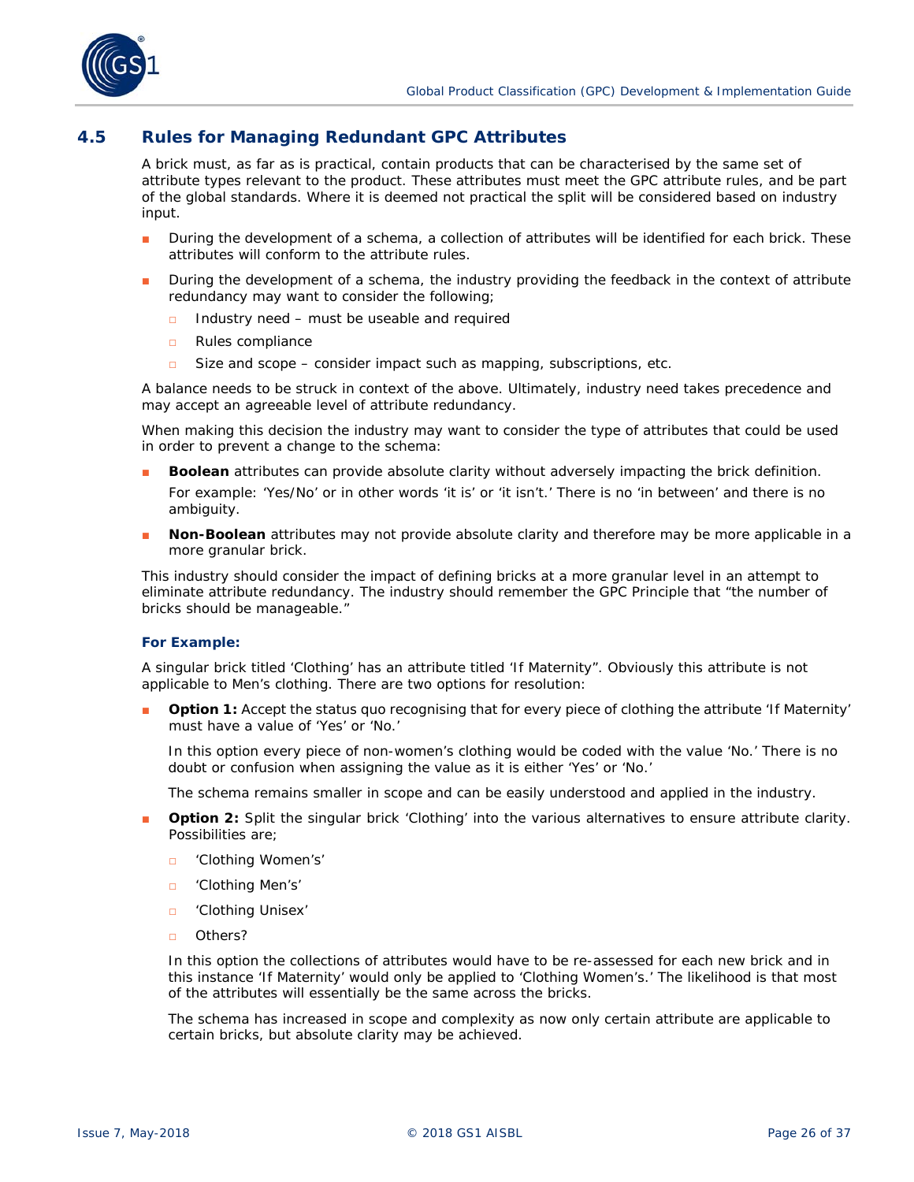## 4.5 Rules for Managing Redundant GPC Attributes

A brick must, as far as is practical, contain products that can be characterised by the same set of attribute types relevant to the product. These attributes must meet the GPC attribute rules, and be part of the global standards. Where it is deemed not practical the split will be considered based on industry input.

- During the development of a schema, a collection of attributes will be identified for each brick. These attributes will conform to the attribute rules.
- During the development of a schema, the industry providing the feedback in the context of attribute redundancy may want to consider the following;
  - Industry need – must be useable and required
  - Rules compliance
  - Size and scope – consider impact such as mapping, subscriptions, etc.

A balance needs to be struck in context of the above. Ultimately, industry need takes precedence and may accept an agreeable level of attribute redundancy.

When making this decision the industry may want to consider the type of attributes that could be used in order to prevent a change to the schema:

- **Boolean** attributes can provide absolute clarity without adversely impacting the brick definition.

  For example: 'Yes/No' or in other words 'it is' or 'it isn't.' There is no 'in between' and there is no ambiguity.
- **Non-Boolean** attributes may not provide absolute clarity and therefore may be more applicable in a more granular brick.

This industry should consider the impact of defining bricks at a more granular level in an attempt to eliminate attribute redundancy. The industry should remember the GPC Principle that "the number of bricks should be manageable."

**For Example:**

A singular brick titled 'Clothing' has an attribute titled 'If Maternity". Obviously this attribute is not applicable to Men's clothing. There are two options for resolution:

- **Option 1:** Accept the status quo recognising that for every piece of clothing the attribute 'If Maternity' must have a value of 'Yes' or 'No.'

  In this option every piece of non-women's clothing would be coded with the value 'No.' There is no doubt or confusion when assigning the value as it is either 'Yes' or 'No.'

  The schema remains smaller in scope and can be easily understood and applied in the industry.
- **Option 2:** Split the singular brick 'Clothing' into the various alternatives to ensure attribute clarity. Possibilities are;
  - 'Clothing Women's'
  - 'Clothing Men's'
  - 'Clothing Unisex'
  - Others?

  In this option the collections of attributes would have to be re-assessed for each new brick and in this instance 'If Maternity' would only be applied to 'Clothing Women's.' The likelihood is that most of the attributes will essentially be the same across the bricks.

  The schema has increased in scope and complexity as now only certain attribute are applicable to certain bricks, but absolute clarity may be achieved.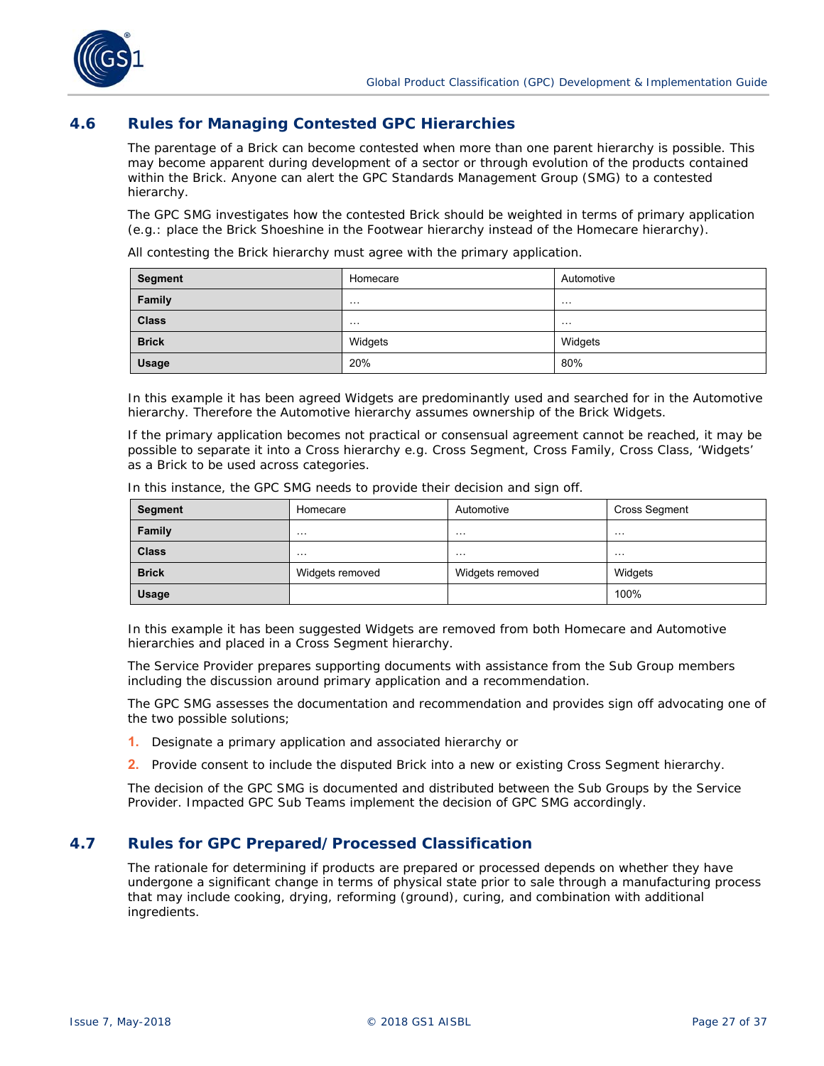## 4.6 Rules for Managing Contested GPC Hierarchies

The parentage of a Brick can become contested when more than one parent hierarchy is possible. This may become apparent during development of a sector or through evolution of the products contained within the Brick. Anyone can alert the GPC Standards Management Group (SMG) to a contested hierarchy.

The GPC SMG investigates how the contested Brick should be weighted in terms of primary application (e.g.: place the Brick Shoeshine in the Footwear hierarchy instead of the Homecare hierarchy).

All contesting the Brick hierarchy must agree with the primary application.

| **Segment** | Homecare | Automotive |
|---|---|---|
| **Family** | … | … |
| **Class** | … | … |
| **Brick** | Widgets | Widgets |
| **Usage** | 20% | 80% |

In this example it has been agreed Widgets are predominantly used and searched for in the Automotive hierarchy. Therefore the Automotive hierarchy assumes ownership of the Brick Widgets.

If the primary application becomes not practical or consensual agreement cannot be reached, it may be possible to separate it into a Cross hierarchy e.g. Cross Segment, Cross Family, Cross Class, 'Widgets' as a Brick to be used across categories.

In this instance, the GPC SMG needs to provide their decision and sign off.

| **Segment** | Homecare | Automotive | Cross Segment |
|---|---|---|---|
| **Family** | … | … | … |
| **Class** | … | … | … |
| **Brick** | Widgets removed | Widgets removed | Widgets |
| **Usage** | | | 100% |

In this example it has been suggested Widgets are removed from both Homecare and Automotive hierarchies and placed in a Cross Segment hierarchy.

The Service Provider prepares supporting documents with assistance from the Sub Group members including the discussion around primary application and a recommendation.

The GPC SMG assesses the documentation and recommendation and provides sign off advocating one of the two possible solutions;

1. Designate a primary application and associated hierarchy or
2. Provide consent to include the disputed Brick into a new or existing Cross Segment hierarchy.

The decision of the GPC SMG is documented and distributed between the Sub Groups by the Service Provider. Impacted GPC Sub Teams implement the decision of GPC SMG accordingly.

## 4.7 Rules for GPC Prepared/Processed Classification

The rationale for determining if products are prepared or processed depends on whether they have undergone a significant change in terms of physical state prior to sale through a manufacturing process that may include cooking, drying, reforming (ground), curing, and combination with additional ingredients.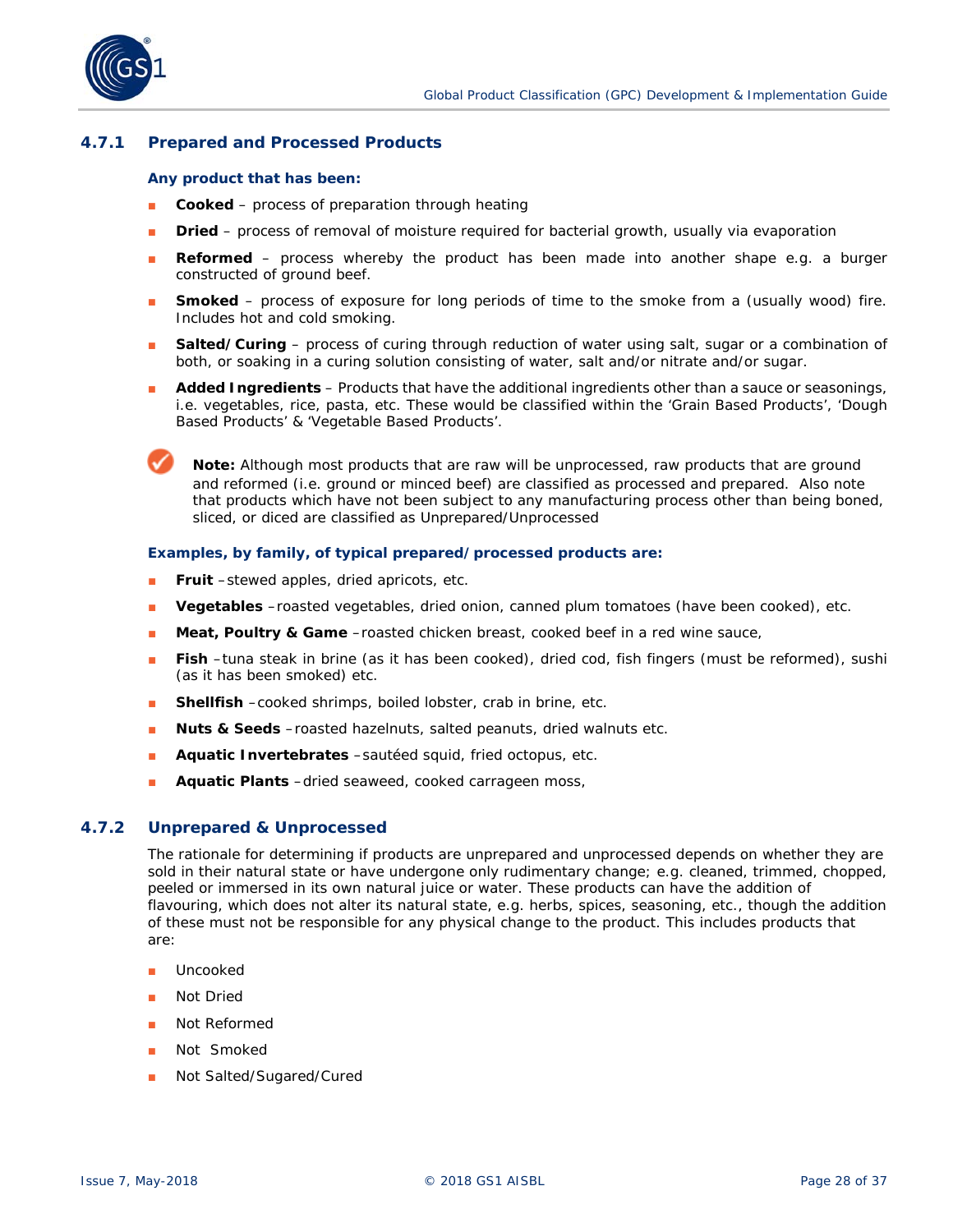### 4.7.1 Prepared and Processed Products

**Any product that has been:**

- **Cooked** – process of preparation through heating
- **Dried** – process of removal of moisture required for bacterial growth, usually via evaporation
- **Reformed** – process whereby the product has been made into another shape e.g. a burger constructed of ground beef.
- **Smoked** – process of exposure for long periods of time to the smoke from a (usually wood) fire. Includes hot and cold smoking.
- **Salted/Curing** – process of curing through reduction of water using salt, sugar or a combination of both, or soaking in a curing solution consisting of water, salt and/or nitrate and/or sugar.
- **Added Ingredients** – Products that have the additional ingredients other than a sauce or seasonings, i.e. vegetables, rice, pasta, etc. These would be classified within the 'Grain Based Products', 'Dough Based Products' & 'Vegetable Based Products'.

**Note:** Although most products that are raw will be unprocessed, raw products that are ground and reformed (i.e. ground or minced beef) are classified as processed and prepared. Also note that products which have not been subject to any manufacturing process other than being boned, sliced, or diced are classified as Unprepared/Unprocessed

**Examples, by family, of typical prepared/processed products are:**

- **Fruit** –stewed apples, dried apricots, etc.
- **Vegetables** –roasted vegetables, dried onion, canned plum tomatoes (have been cooked), etc.
- **Meat, Poultry & Game** –roasted chicken breast, cooked beef in a red wine sauce,
- **Fish** –tuna steak in brine (as it has been cooked), dried cod, fish fingers (must be reformed), sushi (as it has been smoked) etc.
- **Shellfish** –cooked shrimps, boiled lobster, crab in brine, etc.
- **Nuts & Seeds** –roasted hazelnuts, salted peanuts, dried walnuts etc.
- **Aquatic Invertebrates** –sautéed squid, fried octopus, etc.
- **Aquatic Plants** –dried seaweed, cooked carrageen moss,

### 4.7.2 Unprepared & Unprocessed

The rationale for determining if products are unprepared and unprocessed depends on whether they are sold in their natural state or have undergone only rudimentary change; e.g. cleaned, trimmed, chopped, peeled or immersed in its own natural juice or water. These products can have the addition of flavouring, which does not alter its natural state, e.g. herbs, spices, seasoning, etc., though the addition of these must not be responsible for any physical change to the product. This includes products that are:

- Uncooked
- Not Dried
- Not Reformed
- Not Smoked
- Not Salted/Sugared/Cured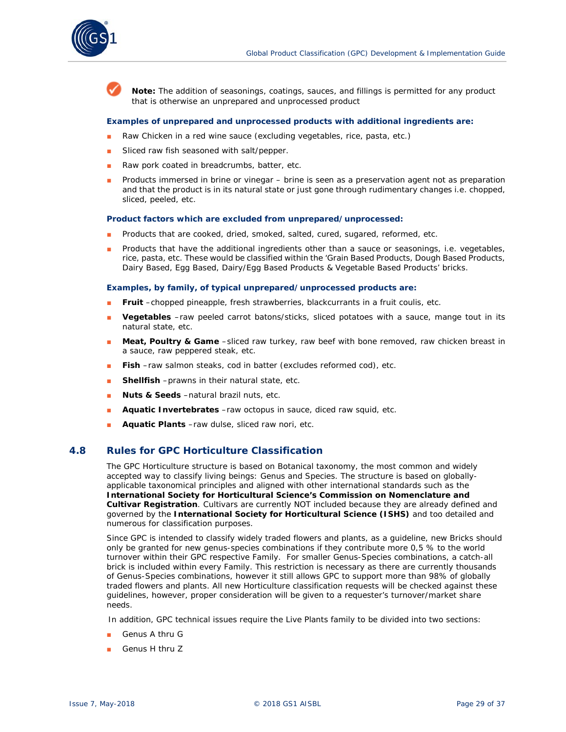**Note:** The addition of seasonings, coatings, sauces, and fillings is permitted for any product that is otherwise an unprepared and unprocessed product

**Examples of unprepared and unprocessed products with additional ingredients are:**

- Raw Chicken in a red wine sauce (excluding vegetables, rice, pasta, etc.)
- Sliced raw fish seasoned with salt/pepper.
- Raw pork coated in breadcrumbs, batter, etc.
- Products immersed in brine or vinegar – brine is seen as a preservation agent not as preparation and that the product is in its natural state or just gone through rudimentary changes i.e. chopped, sliced, peeled, etc.

**Product factors which are excluded from unprepared/unprocessed:**

- Products that are cooked, dried, smoked, salted, cured, sugared, reformed, etc.
- Products that have the additional ingredients other than a sauce or seasonings, i.e. vegetables, rice, pasta, etc. These would be classified within the 'Grain Based Products, Dough Based Products, Dairy Based, Egg Based, Dairy/Egg Based Products & Vegetable Based Products' bricks.

**Examples, by family, of typical unprepared/unprocessed products are:**

- **Fruit** –chopped pineapple, fresh strawberries, blackcurrants in a fruit coulis, etc.
- **Vegetables** –raw peeled carrot batons/sticks, sliced potatoes with a sauce, mange tout in its natural state, etc.
- **Meat, Poultry & Game** –sliced raw turkey, raw beef with bone removed, raw chicken breast in a sauce, raw peppered steak, etc.
- **Fish** –raw salmon steaks, cod in batter (excludes reformed cod), etc.
- **Shellfish** –prawns in their natural state, etc.
- **Nuts & Seeds** –natural brazil nuts, etc.
- **Aquatic Invertebrates** –raw octopus in sauce, diced raw squid, etc.
- **Aquatic Plants** –raw dulse, sliced raw nori, etc.

## 4.8 Rules for GPC Horticulture Classification

The GPC Horticulture structure is based on Botanical taxonomy, the most common and widely accepted way to classify living beings: Genus and Species. The structure is based on globally-applicable taxonomical principles and aligned with other international standards such as the **International Society for Horticultural Science's Commission on Nomenclature and Cultivar Registration**. Cultivars are currently NOT included because they are already defined and governed by the **International Society for Horticultural Science (ISHS)** and too detailed and numerous for classification purposes.

Since GPC is intended to classify widely traded flowers and plants, as a guideline, new Bricks should only be granted for new genus-species combinations if they contribute more 0,5 % to the world turnover within their GPC respective Family. For smaller Genus-Species combinations, a catch-all brick is included within every Family. This restriction is necessary as there are currently thousands of Genus-Species combinations, however it still allows GPC to support more than 98% of globally traded flowers and plants. All new Horticulture classification requests will be checked against these guidelines, however, proper consideration will be given to a requester's turnover/market share needs.

In addition, GPC technical issues require the Live Plants family to be divided into two sections:

- Genus A thru G
- Genus H thru Z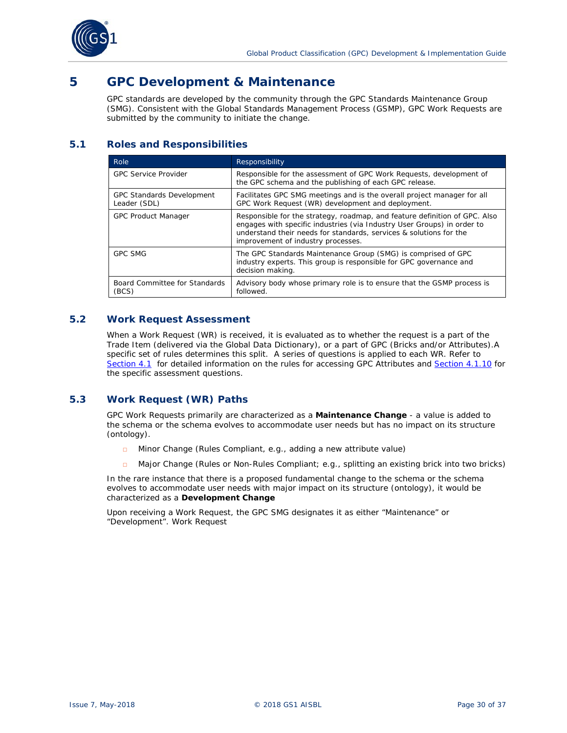# 5 GPC Development & Maintenance

GPC standards are developed by the community through the GPC Standards Maintenance Group (SMG). Consistent with the Global Standards Management Process (GSMP), GPC Work Requests are submitted by the community to initiate the change.

## 5.1 Roles and Responsibilities

| Role | Responsibility |
|---|---|
| GPC Service Provider | Responsible for the assessment of GPC Work Requests, development of the GPC schema and the publishing of each GPC release. |
| GPC Standards Development Leader (SDL) | Facilitates GPC SMG meetings and is the overall project manager for all GPC Work Request (WR) development and deployment. |
| GPC Product Manager | Responsible for the strategy, roadmap, and feature definition of GPC. Also engages with specific industries (via Industry User Groups) in order to understand their needs for standards, services & solutions for the improvement of industry processes. |
| GPC SMG | The GPC Standards Maintenance Group (SMG) is comprised of GPC industry experts. This group is responsible for GPC governance and decision making. |
| Board Committee for Standards (BCS) | Advisory body whose primary role is to ensure that the GSMP process is followed. |

## 5.2 Work Request Assessment

When a Work Request (WR) is received, it is evaluated as to whether the request is a part of the Trade Item (delivered via the Global Data Dictionary), or a part of GPC (Bricks and/or Attributes).A specific set of rules determines this split. A series of questions is applied to each WR. Refer to Section 4.1 for detailed information on the rules for accessing GPC Attributes and Section 4.1.10 for the specific assessment questions.

## 5.3 Work Request (WR) Paths

GPC Work Requests primarily are characterized as a **Maintenance Change** - a value is added to the schema or the schema evolves to accommodate user needs but has no impact on its structure (ontology).

- Minor Change (Rules Compliant, e.g., adding a new attribute value)
- Major Change (Rules or Non-Rules Compliant; e.g., splitting an existing brick into two bricks)

In the rare instance that there is a proposed fundamental change to the schema or the schema evolves to accommodate user needs with major impact on its structure (ontology), it would be characterized as a **Development Change**

Upon receiving a Work Request, the GPC SMG designates it as either "Maintenance" or "Development". Work Request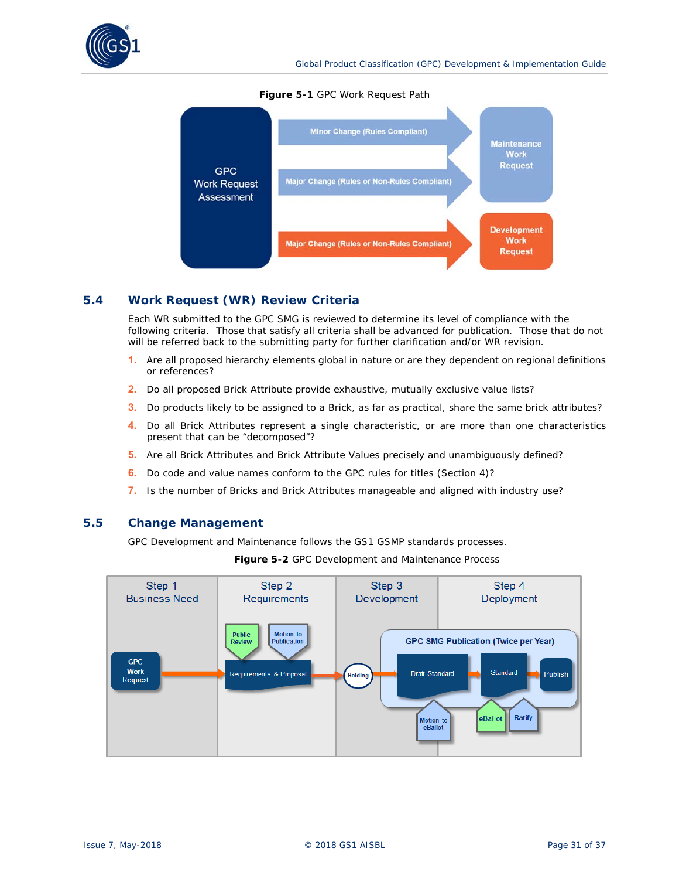**Figure 5-1** GPC Work Request Path

GPC Work Request Assessment

Minor Change (Rules Compliant)

Major Change (Rules or Non-Rules Compliant)

Maintenance Work Request

Major Change (Rules or Non-Rules Compliant)

Development Work Request

## 5.4 Work Request (WR) Review Criteria

Each WR submitted to the GPC SMG is reviewed to determine its level of compliance with the following criteria. Those that satisfy all criteria shall be advanced for publication. Those that do not will be referred back to the submitting party for further clarification and/or WR revision.

1. Are all proposed hierarchy elements global in nature or are they dependent on regional definitions or references?
2. Do all proposed Brick Attribute provide exhaustive, mutually exclusive value lists?
3. Do products likely to be assigned to a Brick, as far as practical, share the same brick attributes?
4. Do all Brick Attributes represent a single characteristic, or are more than one characteristics present that can be "decomposed"?
5. Are all Brick Attributes and Brick Attribute Values precisely and unambiguously defined?
6. Do code and value names conform to the GPC rules for titles (Section 4)?
7. Is the number of Bricks and Brick Attributes manageable and aligned with industry use?

## 5.5 Change Management

GPC Development and Maintenance follows the GS1 GSMP standards processes.

**Figure 5-2** GPC Development and Maintenance Process

| Step 1 Business Need | Step 2 Requirements | Step 3 Development | Step 4 Deployment |
|---|---|---|---|
| GPC Work Request | Public Review; Motion to Publication; Requirements & Proposal | Holding; Draft Standard; Motion to eBallot | GPC SMG Publication (Twice per Year); Standard; eBallot; Ratify; Publish |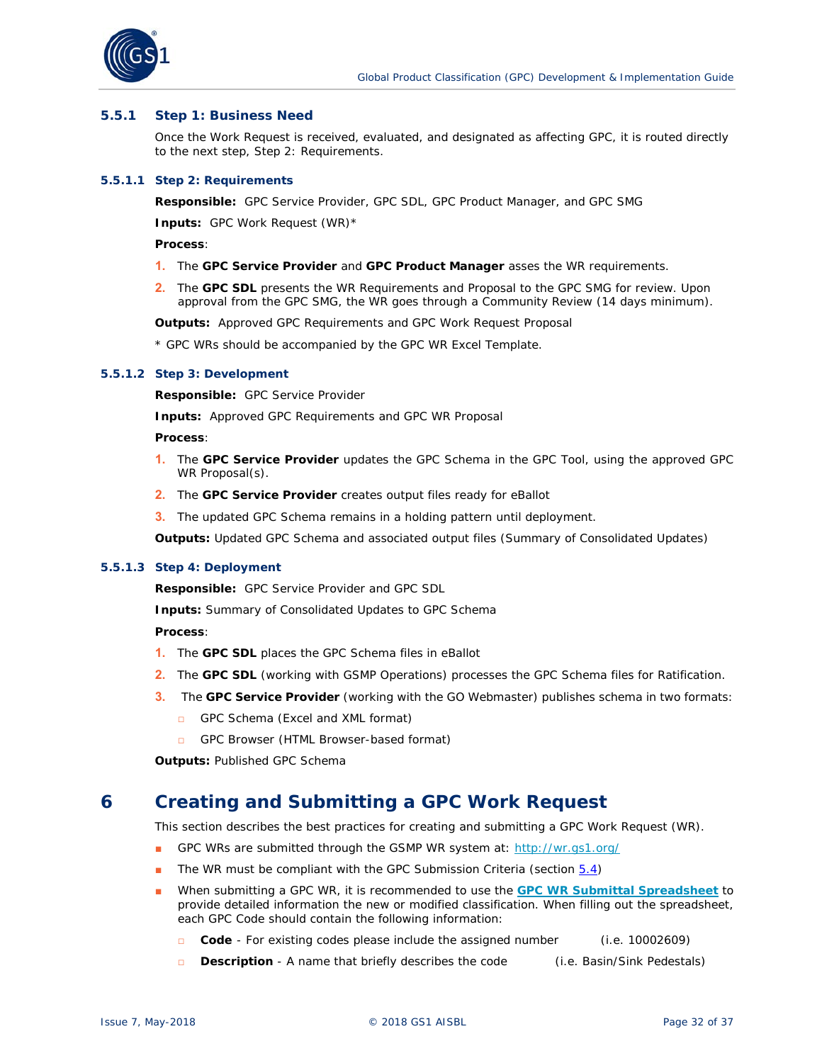### 5.5.1 Step 1: Business Need

Once the Work Request is received, evaluated, and designated as affecting GPC, it is routed directly to the next step, Step 2: Requirements.

#### 5.5.1.1 Step 2: Requirements

**Responsible:** GPC Service Provider, GPC SDL, GPC Product Manager, and GPC SMG

**Inputs:** GPC Work Request (WR)*

**Process**:

1. The **GPC Service Provider** and **GPC Product Manager** asses the WR requirements.
2. The **GPC SDL** presents the WR Requirements and Proposal to the GPC SMG for review. Upon approval from the GPC SMG, the WR goes through a Community Review (14 days minimum).

**Outputs:** Approved GPC Requirements and GPC Work Request Proposal

* GPC WRs should be accompanied by the GPC WR Excel Template.

#### 5.5.1.2 Step 3: Development

**Responsible:** GPC Service Provider

**Inputs:** Approved GPC Requirements and GPC WR Proposal

**Process**:

1. The **GPC Service Provider** updates the GPC Schema in the GPC Tool, using the approved GPC WR Proposal(s).
2. The **GPC Service Provider** creates output files ready for eBallot
3. The updated GPC Schema remains in a holding pattern until deployment.

**Outputs:** Updated GPC Schema and associated output files (Summary of Consolidated Updates)

#### 5.5.1.3 Step 4: Deployment

**Responsible:** GPC Service Provider and GPC SDL

**Inputs:** Summary of Consolidated Updates to GPC Schema

**Process**:

1. The **GPC SDL** places the GPC Schema files in eBallot
2. The **GPC SDL** (working with GSMP Operations) processes the GPC Schema files for Ratification.
3. The **GPC Service Provider** (working with the GO Webmaster) publishes schema in two formats:
   - GPC Schema (Excel and XML format)
   - GPC Browser (HTML Browser-based format)

**Outputs:** Published GPC Schema

# 6 Creating and Submitting a GPC Work Request

This section describes the best practices for creating and submitting a GPC Work Request (WR).

- GPC WRs are submitted through the GSMP WR system at: http://wr.gs1.org/
- The WR must be compliant with the GPC Submission Criteria (section 5.4)
- When submitting a GPC WR, it is recommended to use the **GPC WR Submittal Spreadsheet** to provide detailed information the new or modified classification. When filling out the spreadsheet, each GPC Code should contain the following information:
  - **Code** - For existing codes please include the assigned number (i.e. 10002609)
  - **Description** - A name that briefly describes the code (i.e. Basin/Sink Pedestals)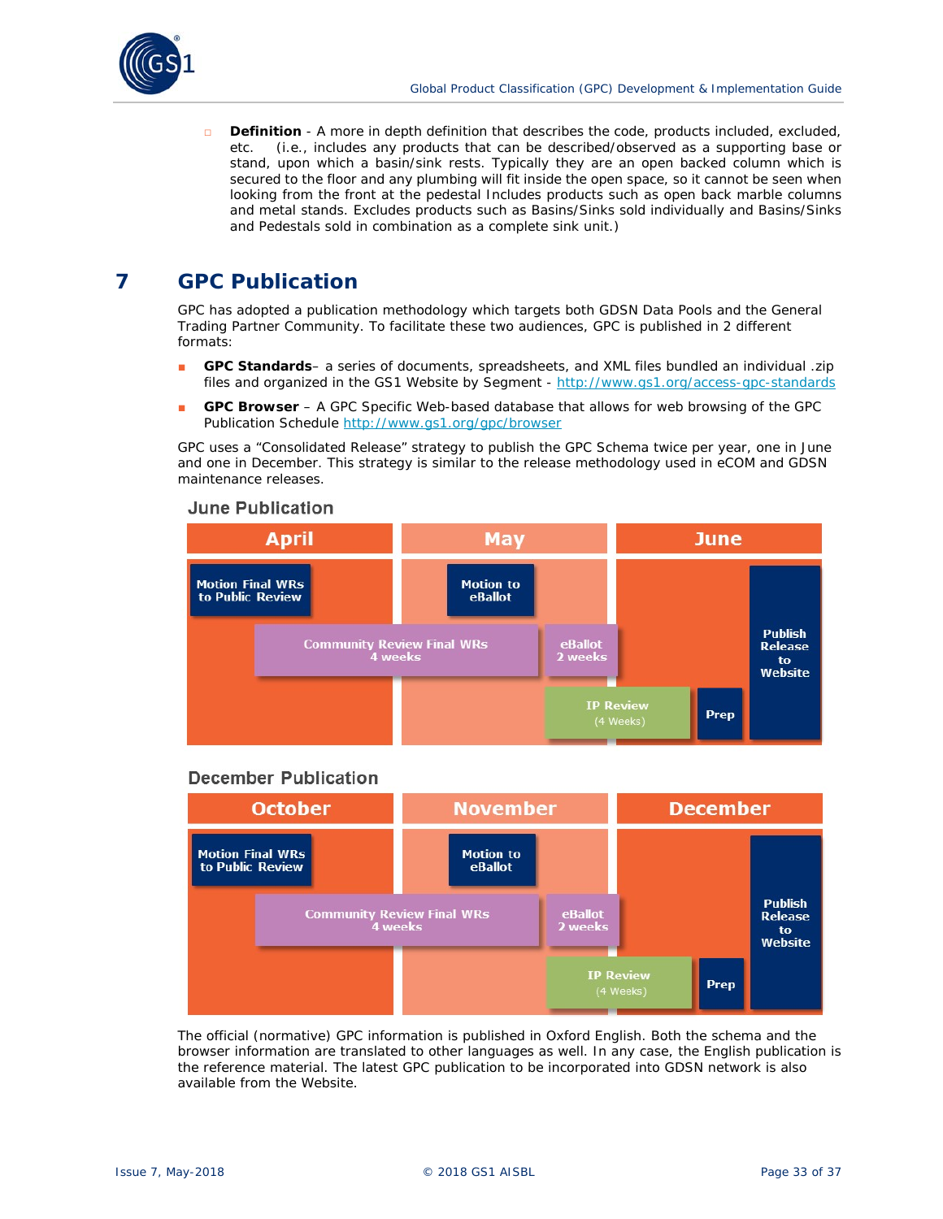- **Definition** - A more in depth definition that describes the code, products included, excluded, etc. (i.e., includes any products that can be described/observed as a supporting base or stand, upon which a basin/sink rests. Typically they are an open backed column which is secured to the floor and any plumbing will fit inside the open space, so it cannot be seen when looking from the front at the pedestal Includes products such as open back marble columns and metal stands. Excludes products such as Basins/Sinks sold individually and Basins/Sinks and Pedestals sold in combination as a complete sink unit.)

# 7 GPC Publication

GPC has adopted a publication methodology which targets both GDSN Data Pools and the General Trading Partner Community. To facilitate these two audiences, GPC is published in 2 different formats:

- **GPC Standards**– a series of documents, spreadsheets, and XML files bundled an individual .zip files and organized in the GS1 Website by Segment - http://www.gs1.org/access-gpc-standards
- **GPC Browser** – A GPC Specific Web-based database that allows for web browsing of the GPC Publication Schedule http://www.gs1.org/gpc/browser

GPC uses a "Consolidated Release" strategy to publish the GPC Schema twice per year, one in June and one in December. This strategy is similar to the release methodology used in eCOM and GDSN maintenance releases.

**June Publication**

| April | May | June |
|---|---|---|
| Motion Final WRs to Public Review | Motion to eBallot | Publish Release to Website |
| Community Review Final WRs 4 weeks | eBallot 2 weeks | |
| | IP Review (4 Weeks) | Prep |

**December Publication**

| October | November | December |
|---|---|---|
| Motion Final WRs to Public Review | Motion to eBallot | Publish Release to Website |
| Community Review Final WRs 4 weeks | eBallot 2 weeks | |
| | IP Review (4 Weeks) | Prep |

The official (normative) GPC information is published in Oxford English. Both the schema and the browser information are translated to other languages as well. In any case, the English publication is the reference material. The latest GPC publication to be incorporated into GDSN network is also available from the Website.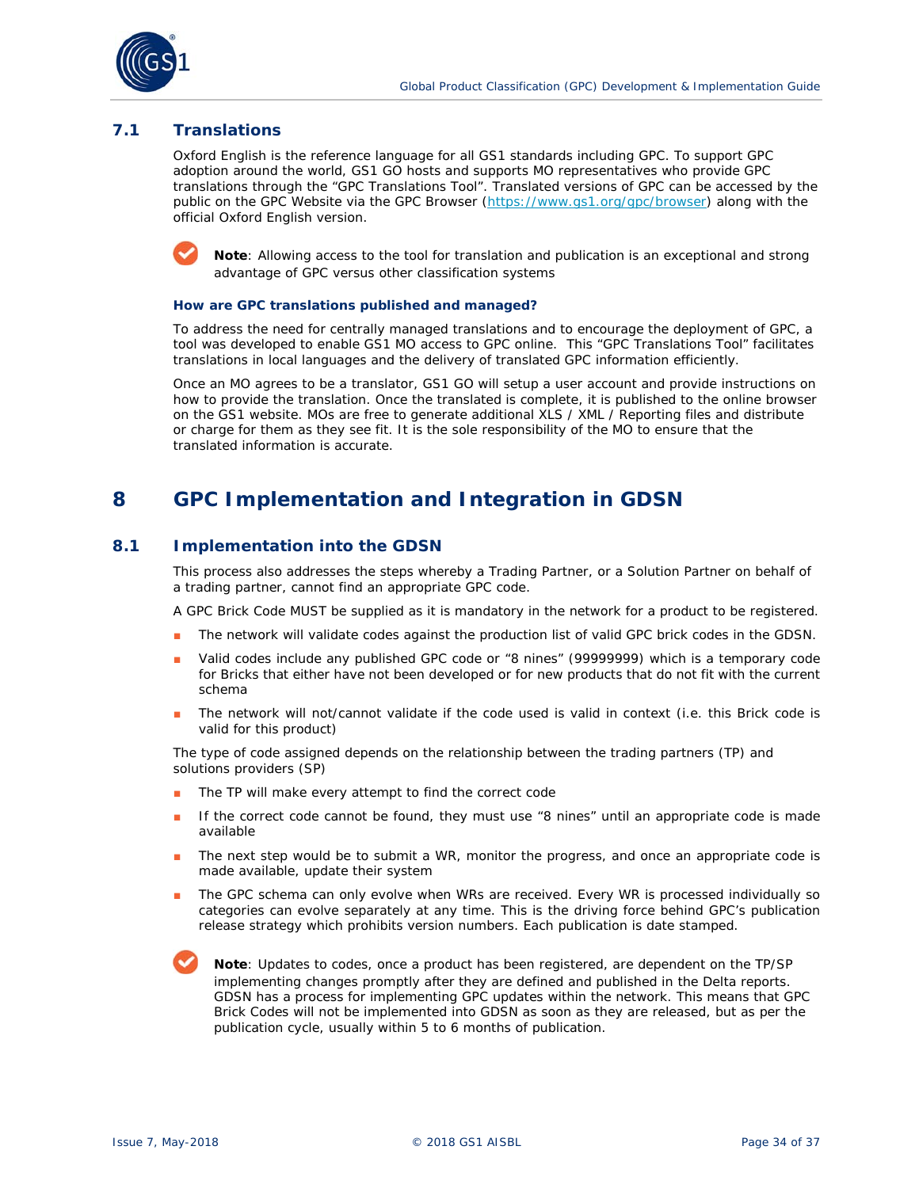## 7.1 Translations

Oxford English is the reference language for all GS1 standards including GPC. To support GPC adoption around the world, GS1 GO hosts and supports MO representatives who provide GPC translations through the "GPC Translations Tool". Translated versions of GPC can be accessed by the public on the GPC Website via the GPC Browser (https://www.gs1.org/gpc/browser) along with the official Oxford English version.

**Note**: Allowing access to the tool for translation and publication is an exceptional and strong advantage of GPC versus other classification systems

**How are GPC translations published and managed?**

To address the need for centrally managed translations and to encourage the deployment of GPC, a tool was developed to enable GS1 MO access to GPC online. This "GPC Translations Tool" facilitates translations in local languages and the delivery of translated GPC information efficiently.

Once an MO agrees to be a translator, GS1 GO will setup a user account and provide instructions on how to provide the translation. Once the translated is complete, it is published to the online browser on the GS1 website. MOs are free to generate additional XLS / XML / Reporting files and distribute or charge for them as they see fit. It is the sole responsibility of the MO to ensure that the translated information is accurate.

# 8 GPC Implementation and Integration in GDSN

## 8.1 Implementation into the GDSN

This process also addresses the steps whereby a Trading Partner, or a Solution Partner on behalf of a trading partner, cannot find an appropriate GPC code.

A GPC Brick Code MUST be supplied as it is mandatory in the network for a product to be registered.

- The network will validate codes against the production list of valid GPC brick codes in the GDSN.
- Valid codes include any published GPC code or "8 nines" (99999999) which is a temporary code for Bricks that either have not been developed or for new products that do not fit with the current schema
- The network will not/cannot validate if the code used is valid in context (i.e. this Brick code is valid for this product)

The type of code assigned depends on the relationship between the trading partners (TP) and solutions providers (SP)

- The TP will make every attempt to find the correct code
- If the correct code cannot be found, they must use "8 nines" until an appropriate code is made available
- The next step would be to submit a WR, monitor the progress, and once an appropriate code is made available, update their system
- The GPC schema can only evolve when WRs are received. Every WR is processed individually so categories can evolve separately at any time. This is the driving force behind GPC's publication release strategy which prohibits version numbers. Each publication is date stamped.

**Note**: Updates to codes, once a product has been registered, are dependent on the TP/SP implementing changes promptly after they are defined and published in the Delta reports. GDSN has a process for implementing GPC updates within the network. This means that GPC Brick Codes will not be implemented into GDSN as soon as they are released, but as per the publication cycle, usually within 5 to 6 months of publication.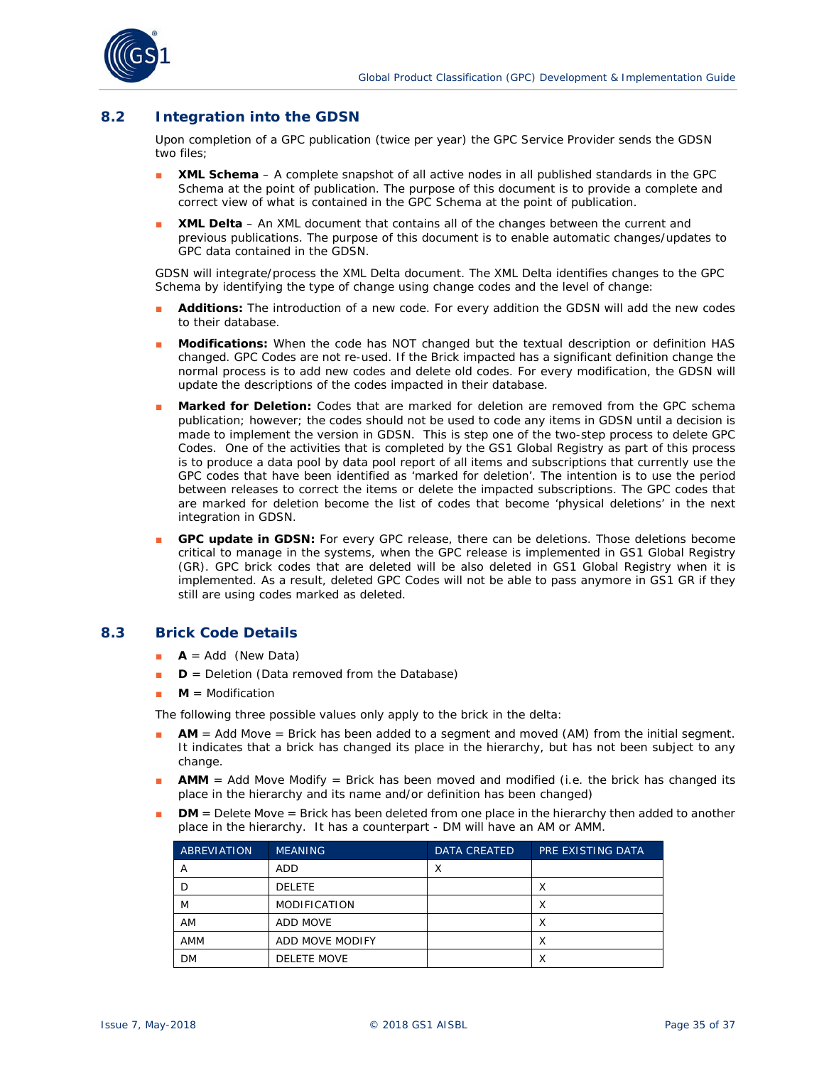## 8.2 Integration into the GDSN

Upon completion of a GPC publication (twice per year) the GPC Service Provider sends the GDSN two files;

- **XML Schema** – A complete snapshot of all active nodes in all published standards in the GPC Schema at the point of publication. The purpose of this document is to provide a complete and correct view of what is contained in the GPC Schema at the point of publication.
- **XML Delta** – An XML document that contains all of the changes between the current and previous publications. The purpose of this document is to enable automatic changes/updates to GPC data contained in the GDSN.

GDSN will integrate/process the XML Delta document. The XML Delta identifies changes to the GPC Schema by identifying the type of change using change codes and the level of change:

- **Additions:** The introduction of a new code. For every addition the GDSN will add the new codes to their database.
- **Modifications:** When the code has NOT changed but the textual description or definition HAS changed. GPC Codes are not re-used. If the Brick impacted has a significant definition change the normal process is to add new codes and delete old codes. For every modification, the GDSN will update the descriptions of the codes impacted in their database.
- **Marked for Deletion:** Codes that are marked for deletion are removed from the GPC schema publication; however; the codes should not be used to code any items in GDSN until a decision is made to implement the version in GDSN. This is step one of the two-step process to delete GPC Codes. One of the activities that is completed by the GS1 Global Registry as part of this process is to produce a data pool by data pool report of all items and subscriptions that currently use the GPC codes that have been identified as 'marked for deletion'. The intention is to use the period between releases to correct the items or delete the impacted subscriptions. The GPC codes that are marked for deletion become the list of codes that become 'physical deletions' in the next integration in GDSN.
- **GPC update in GDSN:** For every GPC release, there can be deletions. Those deletions become critical to manage in the systems, when the GPC release is implemented in GS1 Global Registry (GR). GPC brick codes that are deleted will be also deleted in GS1 Global Registry when it is implemented. As a result, deleted GPC Codes will not be able to pass anymore in GS1 GR if they still are using codes marked as deleted.

## 8.3 Brick Code Details

- **A** = Add (New Data)
- **D** = Deletion (Data removed from the Database)
- **M** = Modification

The following three possible values only apply to the brick in the delta:

- **AM** = Add Move = Brick has been added to a segment and moved (AM) from the initial segment. It indicates that a brick has changed its place in the hierarchy, but has not been subject to any change.
- **AMM** = Add Move Modify = Brick has been moved and modified (i.e. the brick has changed its place in the hierarchy and its name and/or definition has been changed)
- **DM** = Delete Move = Brick has been deleted from one place in the hierarchy then added to another place in the hierarchy. It has a counterpart - DM will have an AM or AMM.

| ABREVIATION | MEANING | DATA CREATED | PRE EXISTING DATA |
|---|---|---|---|
| A | ADD | X | |
| D | DELETE | | X |
| M | MODIFICATION | | X |
| AM | ADD MOVE | | X |
| AMM | ADD MOVE MODIFY | | X |
| DM | DELETE MOVE | | X |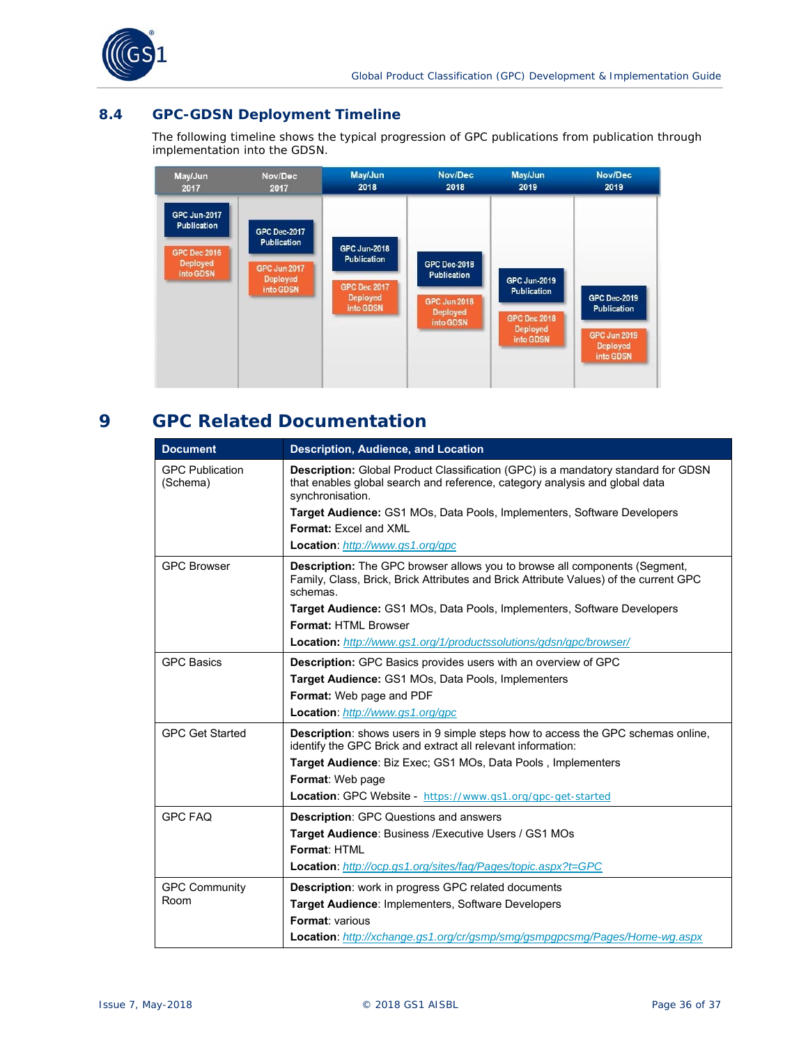## 8.4 GPC-GDSN Deployment Timeline

The following timeline shows the typical progression of GPC publications from publication through implementation into the GDSN.

| May/Jun 2017 | Nov/Dec 2017 | May/Jun 2018 | Nov/Dec 2018 | May/Jun 2019 | Nov/Dec 2019 |
|---|---|---|---|---|---|
| GPC Jun-2017 Publication | GPC Dec-2017 Publication | GPC Jun-2018 Publication | GPC Dec-2018 Publication | GPC Jun-2019 Publication | GPC Dec-2019 Publication |
| GPC Dec 2016 Deployed into GDSN | GPC Jun 2017 Deployed into GDSN | GPC Dec 2017 Deployed into GDSN | GPC Jun 2018 Deployed into GDSN | GPC Dec 2018 Deployed into GDSN | GPC Jun 2019 Deployed into GDSN |

# 9 GPC Related Documentation

| Document | Description, Audience, and Location |
|---|---|
| GPC Publication (Schema) | **Description:** Global Product Classification (GPC) is a mandatory standard for GDSN that enables global search and reference, category analysis and global data synchronisation.<br>**Target Audience:** GS1 MOs, Data Pools, Implementers, Software Developers<br>**Format:** Excel and XML<br>**Location**: http://www.gs1.org/gpc |
| GPC Browser | **Description:** The GPC browser allows you to browse all components (Segment, Family, Class, Brick, Brick Attributes and Brick Attribute Values) of the current GPC schemas.<br>**Target Audience:** GS1 MOs, Data Pools, Implementers, Software Developers<br>**Format:** HTML Browser<br>**Location:** http://www.gs1.org/1/productssolutions/gdsn/gpc/browser/ |
| GPC Basics | **Description:** GPC Basics provides users with an overview of GPC<br>**Target Audience:** GS1 MOs, Data Pools, Implementers<br>**Format:** Web page and PDF<br>**Location**: http://www.gs1.org/gpc |
| GPC Get Started | **Description**: shows users in 9 simple steps how to access the GPC schemas online, identify the GPC Brick and extract all relevant information:<br>**Target Audience**: Biz Exec; GS1 MOs, Data Pools , Implementers<br>**Format**: Web page<br>**Location**: GPC Website - https://www.gs1.org/gpc-get-started |
| GPC FAQ | **Description**: GPC Questions and answers<br>**Target Audience**: Business /Executive Users / GS1 MOs<br>**Format**: HTML<br>**Location**: http://ocp.gs1.org/sites/faq/Pages/topic.aspx?t=GPC |
| GPC Community Room | **Description**: work in progress GPC related documents<br>**Target Audience**: Implementers, Software Developers<br>**Format**: various<br>**Location**: http://xchange.gs1.org/cr/gsmp/smg/gsmpgpcsmg/Pages/Home-wg.aspx |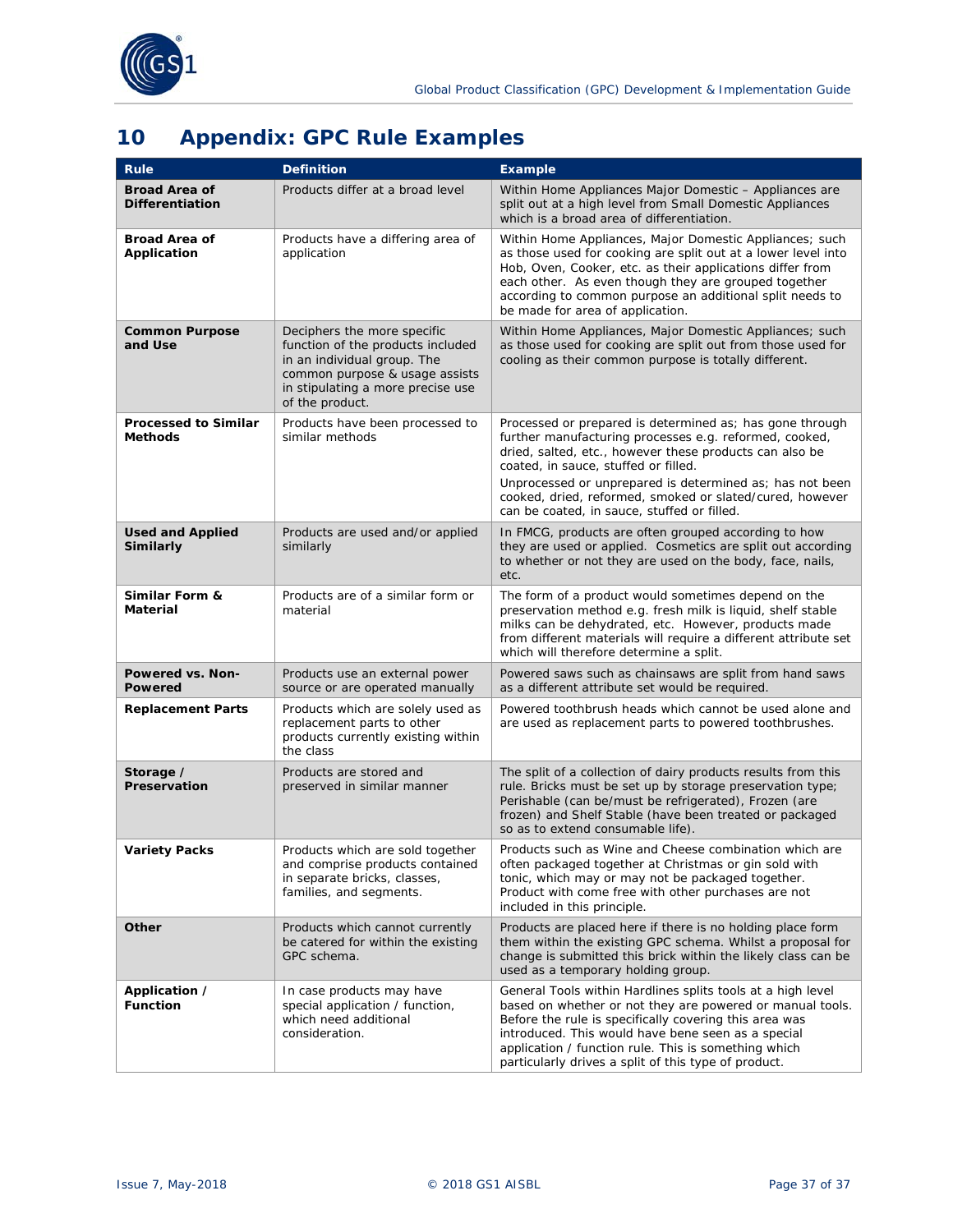# 10 Appendix: GPC Rule Examples

| Rule | Definition | Example |
|---|---|---|
| **Broad Area of Differentiation** | Products differ at a broad level | Within Home Appliances Major Domestic – Appliances are split out at a high level from Small Domestic Appliances which is a broad area of differentiation. |
| **Broad Area of Application** | Products have a differing area of application | Within Home Appliances, Major Domestic Appliances; such as those used for cooking are split out at a lower level into Hob, Oven, Cooker, etc. as their applications differ from each other. As even though they are grouped together according to common purpose an additional split needs to be made for area of application. |
| **Common Purpose and Use** | Deciphers the more specific function of the products included in an individual group. The common purpose & usage assists in stipulating a more precise use of the product. | Within Home Appliances, Major Domestic Appliances; such as those used for cooking are split out from those used for cooling as their common purpose is totally different. |
| **Processed to Similar Methods** | Products have been processed to similar methods | Processed or prepared is determined as; has gone through further manufacturing processes e.g. reformed, cooked, dried, salted, etc., however these products can also be coated, in sauce, stuffed or filled.<br>Unprocessed or unprepared is determined as; has not been cooked, dried, reformed, smoked or slated/cured, however can be coated, in sauce, stuffed or filled. |
| **Used and Applied Similarly** | Products are used and/or applied similarly | In FMCG, products are often grouped according to how they are used or applied. Cosmetics are split out according to whether or not they are used on the body, face, nails, etc. |
| **Similar Form & Material** | Products are of a similar form or material | The form of a product would sometimes depend on the preservation method e.g. fresh milk is liquid, shelf stable milks can be dehydrated, etc. However, products made from different materials will require a different attribute set which will therefore determine a split. |
| **Powered vs. Non-Powered** | Products use an external power source or are operated manually | Powered saws such as chainsaws are split from hand saws as a different attribute set would be required. |
| **Replacement Parts** | Products which are solely used as replacement parts to other products currently existing within the class | Powered toothbrush heads which cannot be used alone and are used as replacement parts to powered toothbrushes. |
| **Storage / Preservation** | Products are stored and preserved in similar manner | The split of a collection of dairy products results from this rule. Bricks must be set up by storage preservation type; Perishable (can be/must be refrigerated), Frozen (are frozen) and Shelf Stable (have been treated or packaged so as to extend consumable life). |
| **Variety Packs** | Products which are sold together and comprise products contained in separate bricks, classes, families, and segments. | Products such as Wine and Cheese combination which are often packaged together at Christmas or gin sold with tonic, which may or may not be packaged together. Product with come free with other purchases are not included in this principle. |
| **Other** | Products which cannot currently be catered for within the existing GPC schema. | Products are placed here if there is no holding place form them within the existing GPC schema. Whilst a proposal for change is submitted this brick within the likely class can be used as a temporary holding group. |
| **Application / Function** | In case products may have special application / function, which need additional consideration. | General Tools within Hardlines splits tools at a high level based on whether or not they are powered or manual tools. Before the rule is specifically covering this area was introduced. This would have bene seen as a special application / function rule. This is something which particularly drives a split of this type of product. |